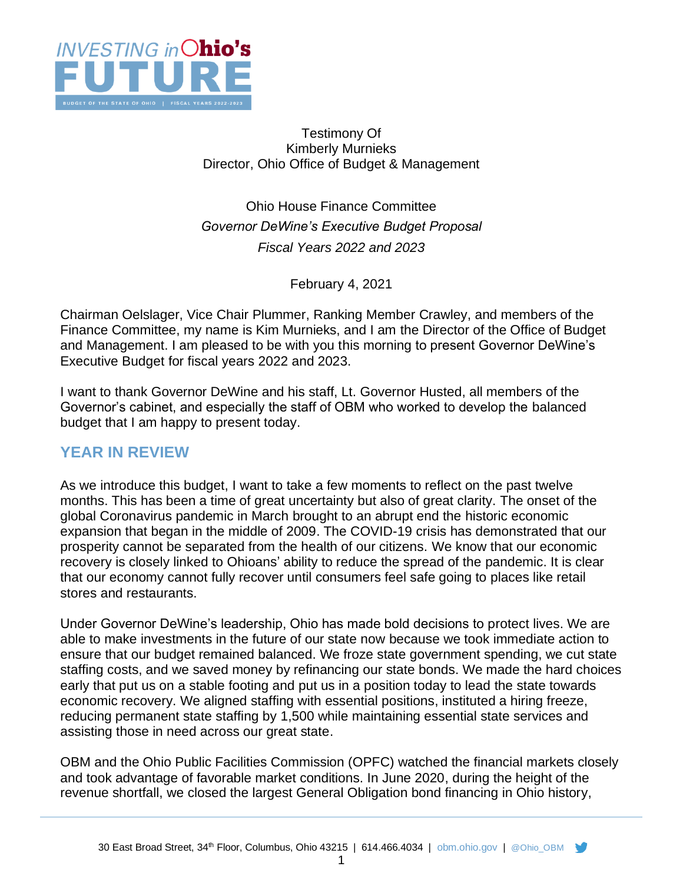Testimony Of
Kimberly Murnieks
Director, Ohio Office of Budget & Management

Ohio House Finance Committee
*Governor DeWine's Executive Budget Proposal*
*Fiscal Years 2022 and 2023*

February 4, 2021

Chairman Oelslager, Vice Chair Plummer, Ranking Member Crawley, and members of the Finance Committee, my name is Kim Murnieks, and I am the Director of the Office of Budget and Management. I am pleased to be with you this morning to present Governor DeWine's Executive Budget for fiscal years 2022 and 2023.

I want to thank Governor DeWine and his staff, Lt. Governor Husted, all members of the Governor's cabinet, and especially the staff of OBM who worked to develop the balanced budget that I am happy to present today.

## YEAR IN REVIEW

As we introduce this budget, I want to take a few moments to reflect on the past twelve months. This has been a time of great uncertainty but also of great clarity. The onset of the global Coronavirus pandemic in March brought to an abrupt end the historic economic expansion that began in the middle of 2009. The COVID-19 crisis has demonstrated that our prosperity cannot be separated from the health of our citizens. We know that our economic recovery is closely linked to Ohioans' ability to reduce the spread of the pandemic. It is clear that our economy cannot fully recover until consumers feel safe going to places like retail stores and restaurants.

Under Governor DeWine's leadership, Ohio has made bold decisions to protect lives. We are able to make investments in the future of our state now because we took immediate action to ensure that our budget remained balanced. We froze state government spending, we cut state staffing costs, and we saved money by refinancing our state bonds. We made the hard choices early that put us on a stable footing and put us in a position today to lead the state towards economic recovery. We aligned staffing with essential positions, instituted a hiring freeze, reducing permanent state staffing by 1,500 while maintaining essential state services and assisting those in need across our great state.

OBM and the Ohio Public Facilities Commission (OPFC) watched the financial markets closely and took advantage of favorable market conditions. In June 2020, during the height of the revenue shortfall, we closed the largest General Obligation bond financing in Ohio history,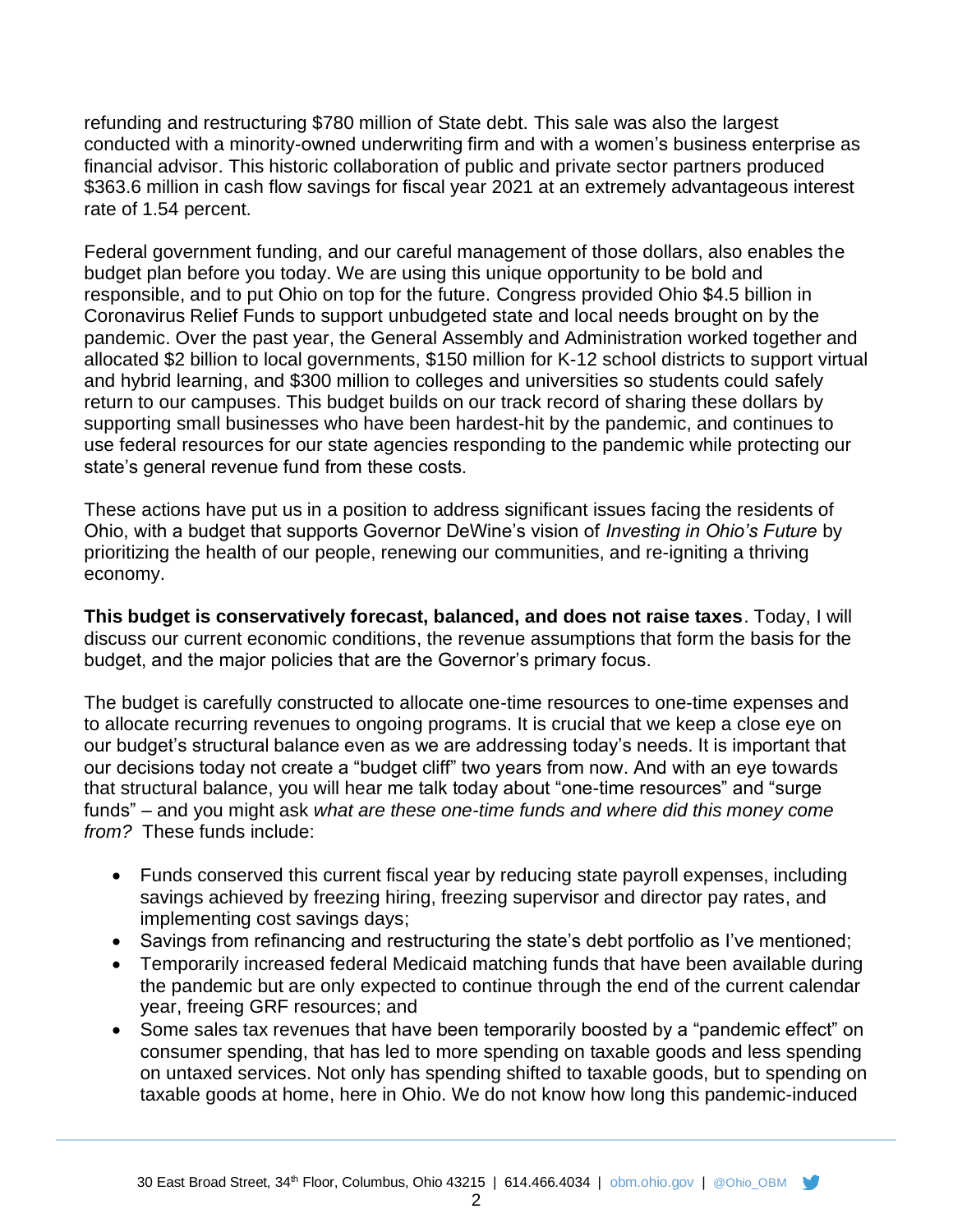refunding and restructuring $780 million of State debt. This sale was also the largest conducted with a minority-owned underwriting firm and with a women's business enterprise as financial advisor. This historic collaboration of public and private sector partners produced $363.6 million in cash flow savings for fiscal year 2021 at an extremely advantageous interest rate of 1.54 percent.

Federal government funding, and our careful management of those dollars, also enables the budget plan before you today. We are using this unique opportunity to be bold and responsible, and to put Ohio on top for the future. Congress provided Ohio $4.5 billion in Coronavirus Relief Funds to support unbudgeted state and local needs brought on by the pandemic. Over the past year, the General Assembly and Administration worked together and allocated $2 billion to local governments, $150 million for K-12 school districts to support virtual and hybrid learning, and $300 million to colleges and universities so students could safely return to our campuses. This budget builds on our track record of sharing these dollars by supporting small businesses who have been hardest-hit by the pandemic, and continues to use federal resources for our state agencies responding to the pandemic while protecting our state's general revenue fund from these costs.

These actions have put us in a position to address significant issues facing the residents of Ohio, with a budget that supports Governor DeWine's vision of *Investing in Ohio's Future* by prioritizing the health of our people, renewing our communities, and re-igniting a thriving economy.

**This budget is conservatively forecast, balanced, and does not raise taxes**. Today, I will discuss our current economic conditions, the revenue assumptions that form the basis for the budget, and the major policies that are the Governor's primary focus.

The budget is carefully constructed to allocate one-time resources to one-time expenses and to allocate recurring revenues to ongoing programs. It is crucial that we keep a close eye on our budget's structural balance even as we are addressing today's needs. It is important that our decisions today not create a "budget cliff" two years from now. And with an eye towards that structural balance, you will hear me talk today about "one-time resources" and "surge funds" – and you might ask *what are these one-time funds and where did this money come from?* These funds include:

- Funds conserved this current fiscal year by reducing state payroll expenses, including savings achieved by freezing hiring, freezing supervisor and director pay rates, and implementing cost savings days;
- Savings from refinancing and restructuring the state's debt portfolio as I've mentioned;
- Temporarily increased federal Medicaid matching funds that have been available during the pandemic but are only expected to continue through the end of the current calendar year, freeing GRF resources; and
- Some sales tax revenues that have been temporarily boosted by a "pandemic effect" on consumer spending, that has led to more spending on taxable goods and less spending on untaxed services. Not only has spending shifted to taxable goods, but to spending on taxable goods at home, here in Ohio. We do not know how long this pandemic-induced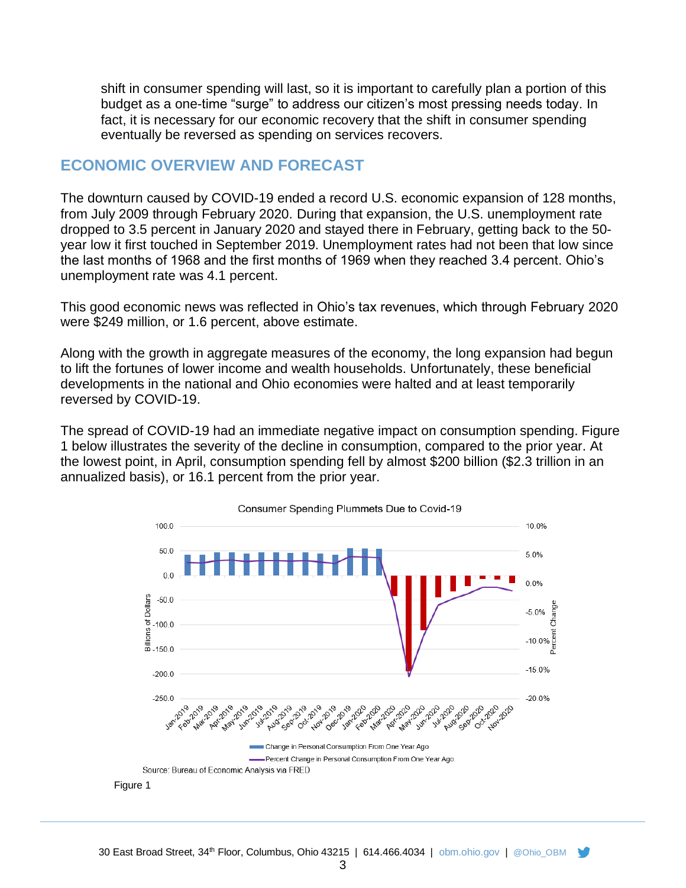shift in consumer spending will last, so it is important to carefully plan a portion of this budget as a one-time "surge" to address our citizen's most pressing needs today. In fact, it is necessary for our economic recovery that the shift in consumer spending eventually be reversed as spending on services recovers.

## ECONOMIC OVERVIEW AND FORECAST

The downturn caused by COVID-19 ended a record U.S. economic expansion of 128 months, from July 2009 through February 2020. During that expansion, the U.S. unemployment rate dropped to 3.5 percent in January 2020 and stayed there in February, getting back to the 50-year low it first touched in September 2019. Unemployment rates had not been that low since the last months of 1968 and the first months of 1969 when they reached 3.4 percent. Ohio's unemployment rate was 4.1 percent.

This good economic news was reflected in Ohio's tax revenues, which through February 2020 were $249 million, or 1.6 percent, above estimate.

Along with the growth in aggregate measures of the economy, the long expansion had begun to lift the fortunes of lower income and wealth households. Unfortunately, these beneficial developments in the national and Ohio economies were halted and at least temporarily reversed by COVID-19.

The spread of COVID-19 had an immediate negative impact on consumption spending. Figure 1 below illustrates the severity of the decline in consumption, compared to the prior year. At the lowest point, in April, consumption spending fell by almost $200 billion ($2.3 trillion in an annualized basis), or 16.1 percent from the prior year.

Consumer Spending Plummets Due to Covid-19

Source: Bureau of Economic Analysis via FRED

Figure 1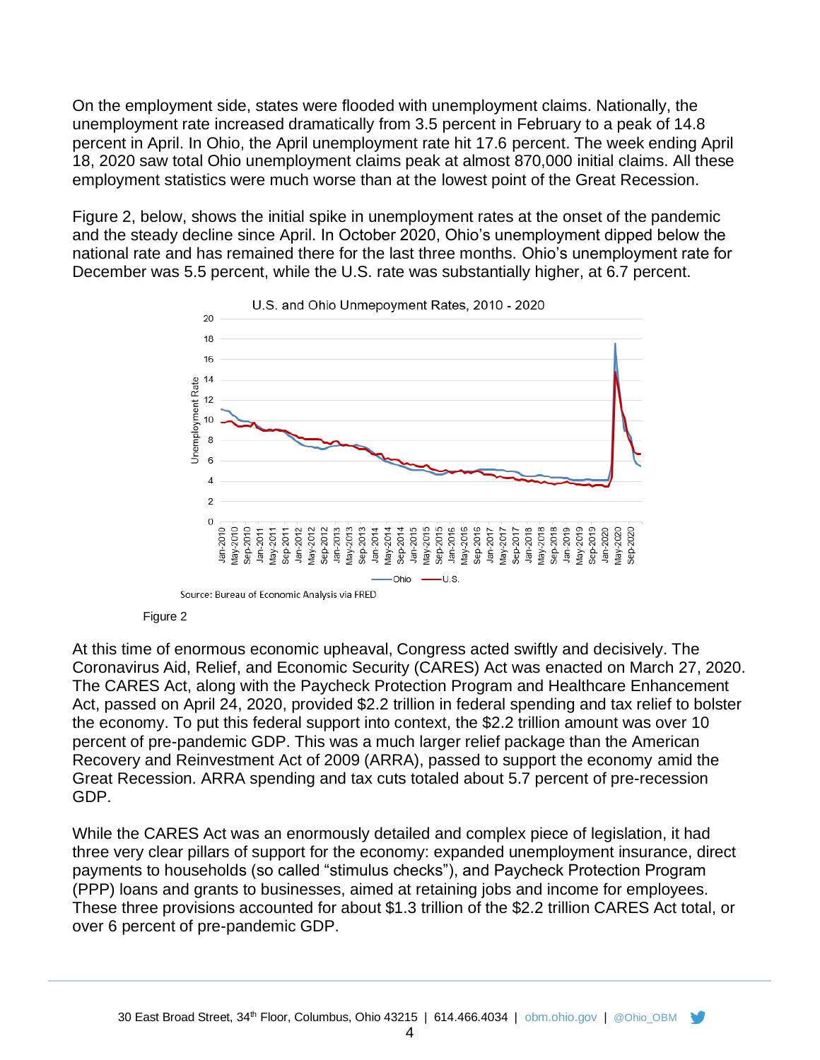On the employment side, states were flooded with unemployment claims. Nationally, the unemployment rate increased dramatically from 3.5 percent in February to a peak of 14.8 percent in April. In Ohio, the April unemployment rate hit 17.6 percent. The week ending April 18, 2020 saw total Ohio unemployment claims peak at almost 870,000 initial claims. All these employment statistics were much worse than at the lowest point of the Great Recession.

Figure 2, below, shows the initial spike in unemployment rates at the onset of the pandemic and the steady decline since April. In October 2020, Ohio's unemployment dipped below the national rate and has remained there for the last three months. Ohio's unemployment rate for December was 5.5 percent, while the U.S. rate was substantially higher, at 6.7 percent.

U.S. and Ohio Unmepoyment Rates, 2010 - 2020

Source: Bureau of Economic Analysis via FRED

Figure 2

At this time of enormous economic upheaval, Congress acted swiftly and decisively. The Coronavirus Aid, Relief, and Economic Security (CARES) Act was enacted on March 27, 2020. The CARES Act, along with the Paycheck Protection Program and Healthcare Enhancement Act, passed on April 24, 2020, provided $2.2 trillion in federal spending and tax relief to bolster the economy. To put this federal support into context, the $2.2 trillion amount was over 10 percent of pre-pandemic GDP. This was a much larger relief package than the American Recovery and Reinvestment Act of 2009 (ARRA), passed to support the economy amid the Great Recession. ARRA spending and tax cuts totaled about 5.7 percent of pre-recession GDP.

While the CARES Act was an enormously detailed and complex piece of legislation, it had three very clear pillars of support for the economy: expanded unemployment insurance, direct payments to households (so called "stimulus checks"), and Paycheck Protection Program (PPP) loans and grants to businesses, aimed at retaining jobs and income for employees. These three provisions accounted for about $1.3 trillion of the $2.2 trillion CARES Act total, or over 6 percent of pre-pandemic GDP.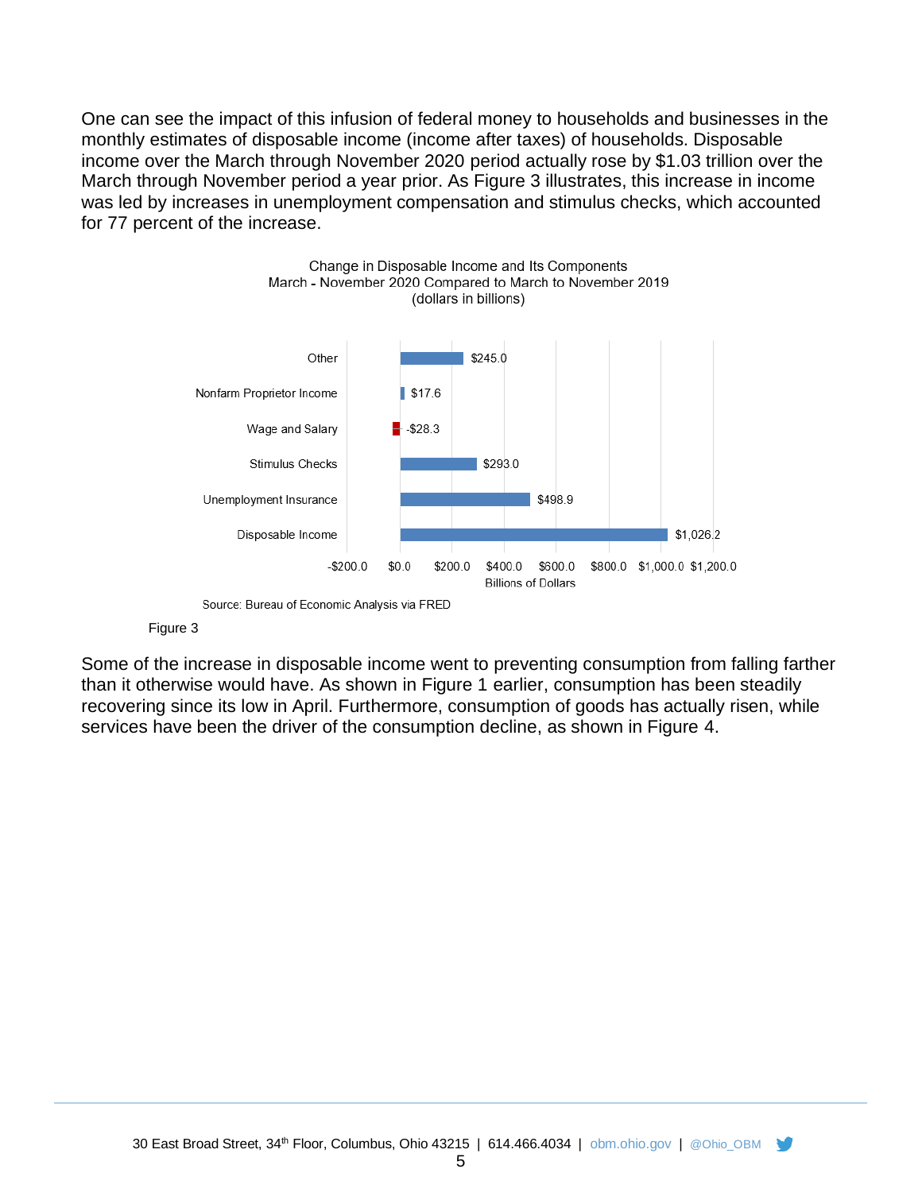One can see the impact of this infusion of federal money to households and businesses in the monthly estimates of disposable income (income after taxes) of households. Disposable income over the March through November 2020 period actually rose by $1.03 trillion over the March through November period a year prior. As Figure 3 illustrates, this increase in income was led by increases in unemployment compensation and stimulus checks, which accounted for 77 percent of the increase.

Change in Disposable Income and Its Components
March - November 2020 Compared to March to November 2019
(dollars in billions)

| Component | Billions of Dollars |
|---|---|
| Other | $245.0 |
| Nonfarm Proprietor Income | $17.6 |
| Wage and Salary | -$28.3 |
| Stimulus Checks | $293.0 |
| Unemployment Insurance | $498.9 |
| Disposable Income | $1,026.2 |

Source: Bureau of Economic Analysis via FRED

Figure 3

Some of the increase in disposable income went to preventing consumption from falling farther than it otherwise would have. As shown in Figure 1 earlier, consumption has been steadily recovering since its low in April. Furthermore, consumption of goods has actually risen, while services have been the driver of the consumption decline, as shown in Figure 4.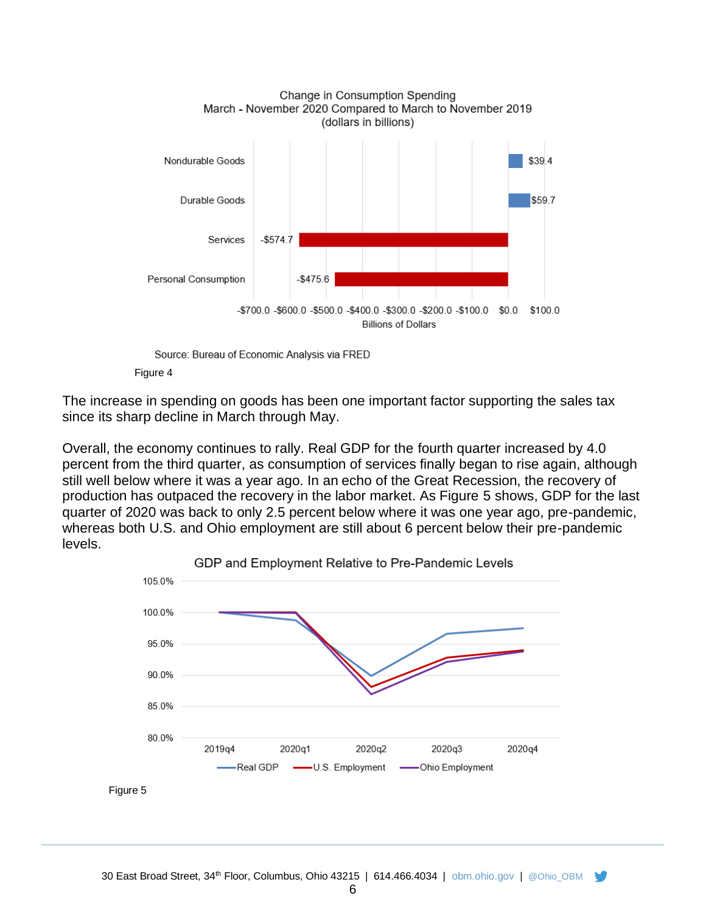Change in Consumption Spending
March - November 2020 Compared to March to November 2019
(dollars in billions)

| Category | Billions of Dollars |
|---|---|
| Nondurable Goods | $39.4 |
| Durable Goods | $59.7 |
| Services | -$574.7 |
| Personal Consumption | -$475.6 |

Source: Bureau of Economic Analysis via FRED

Figure 4

The increase in spending on goods has been one important factor supporting the sales tax since its sharp decline in March through May.

Overall, the economy continues to rally. Real GDP for the fourth quarter increased by 4.0 percent from the third quarter, as consumption of services finally began to rise again, although still well below where it was a year ago. In an echo of the Great Recession, the recovery of production has outpaced the recovery in the labor market. As Figure 5 shows, GDP for the last quarter of 2020 was back to only 2.5 percent below where it was one year ago, pre-pandemic, whereas both U.S. and Ohio employment are still about 6 percent below their pre-pandemic levels.

GDP and Employment Relative to Pre-Pandemic Levels

Figure 5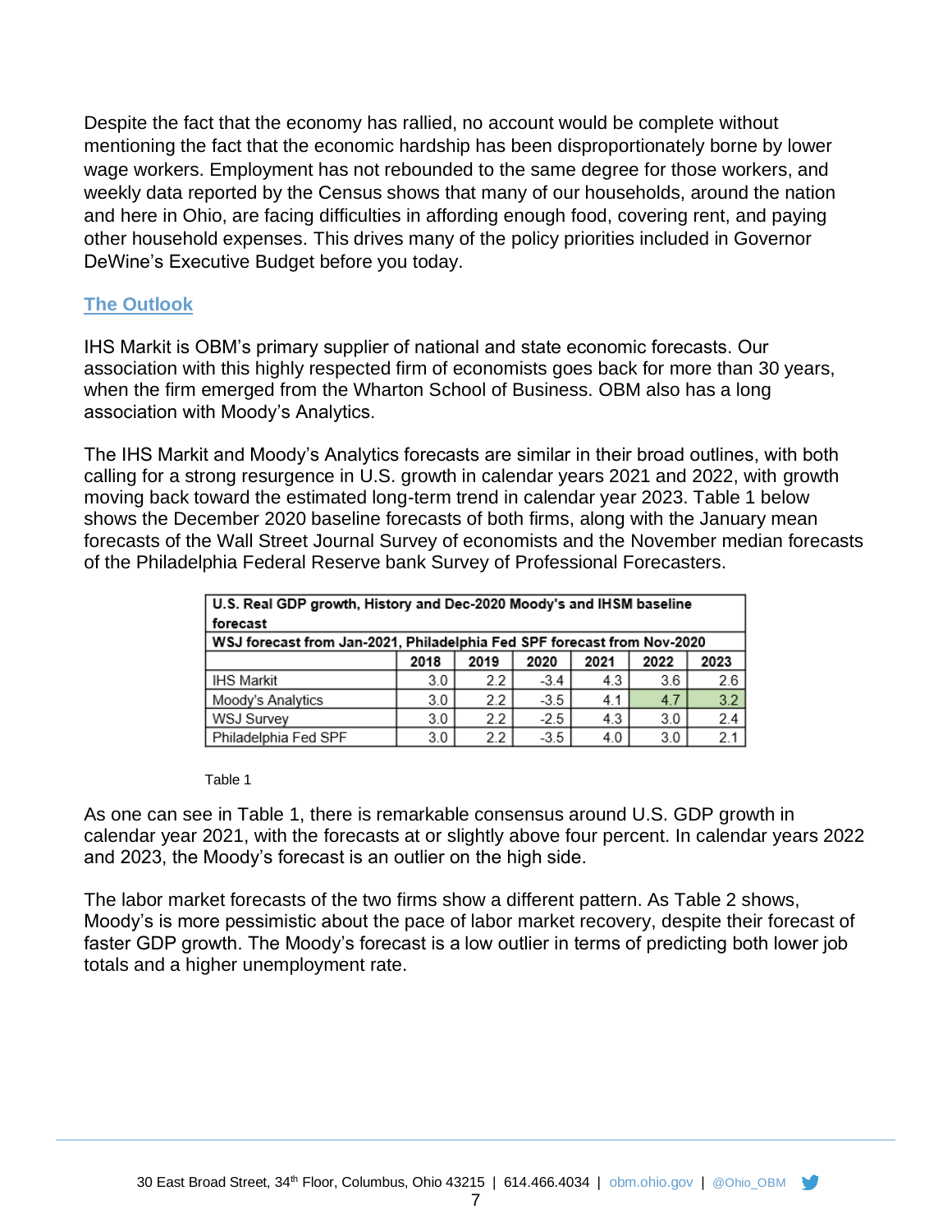Despite the fact that the economy has rallied, no account would be complete without mentioning the fact that the economic hardship has been disproportionately borne by lower wage workers. Employment has not rebounded to the same degree for those workers, and weekly data reported by the Census shows that many of our households, around the nation and here in Ohio, are facing difficulties in affording enough food, covering rent, and paying other household expenses. This drives many of the policy priorities included in Governor DeWine's Executive Budget before you today.

## The Outlook

IHS Markit is OBM's primary supplier of national and state economic forecasts. Our association with this highly respected firm of economists goes back for more than 30 years, when the firm emerged from the Wharton School of Business. OBM also has a long association with Moody's Analytics.

The IHS Markit and Moody's Analytics forecasts are similar in their broad outlines, with both calling for a strong resurgence in U.S. growth in calendar years 2021 and 2022, with growth moving back toward the estimated long-term trend in calendar year 2023. Table 1 below shows the December 2020 baseline forecasts of both firms, along with the January mean forecasts of the Wall Street Journal Survey of economists and the November median forecasts of the Philadelphia Federal Reserve bank Survey of Professional Forecasters.

| U.S. Real GDP growth, History and Dec-2020 Moody's and IHSM baseline forecast | | | | | | |
|---|---|---|---|---|---|---|
| WSJ forecast from Jan-2021, Philadelphia Fed SPF forecast from Nov-2020 | | | | | | |
| | 2018 | 2019 | 2020 | 2021 | 2022 | 2023 |
| IHS Markit | 3.0 | 2.2 | -3.4 | 4.3 | 3.6 | 2.6 |
| Moody's Analytics | 3.0 | 2.2 | -3.5 | 4.1 | 4.7 | 3.2 |
| WSJ Survey | 3.0 | 2.2 | -2.5 | 4.3 | 3.0 | 2.4 |
| Philadelphia Fed SPF | 3.0 | 2.2 | -3.5 | 4.0 | 3.0 | 2.1 |

Table 1

As one can see in Table 1, there is remarkable consensus around U.S. GDP growth in calendar year 2021, with the forecasts at or slightly above four percent. In calendar years 2022 and 2023, the Moody's forecast is an outlier on the high side.

The labor market forecasts of the two firms show a different pattern. As Table 2 shows, Moody's is more pessimistic about the pace of labor market recovery, despite their forecast of faster GDP growth. The Moody's forecast is a low outlier in terms of predicting both lower job totals and a higher unemployment rate.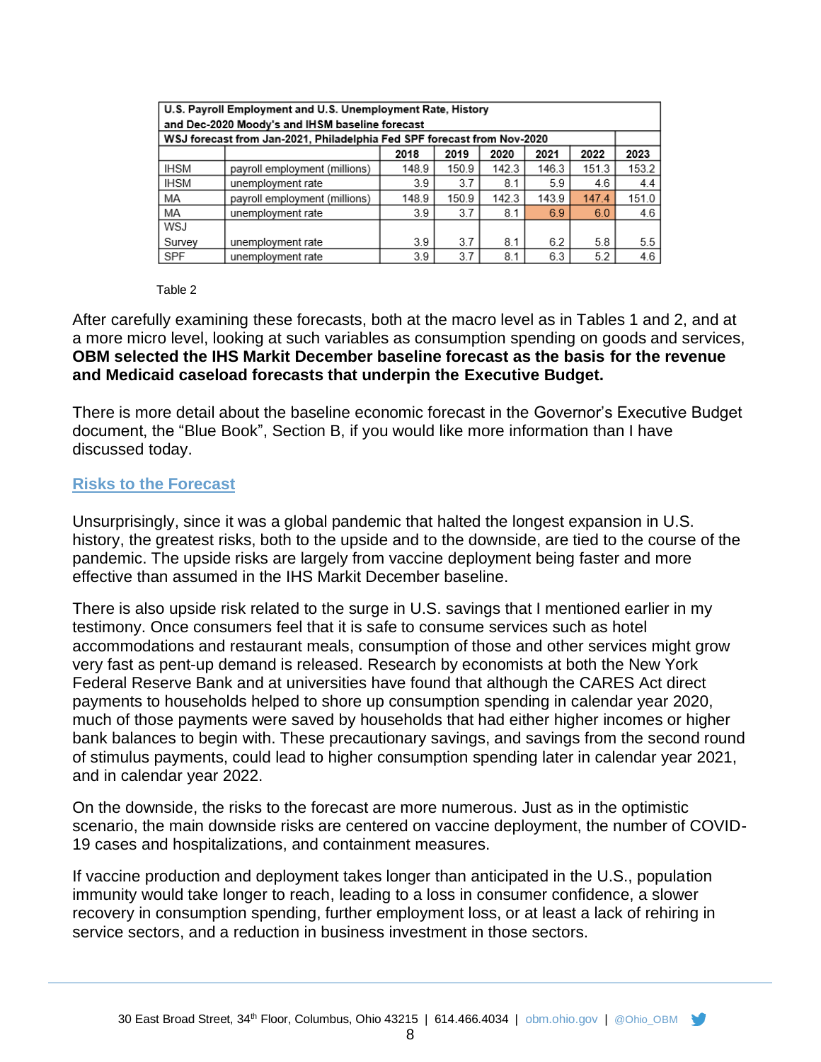| U.S. Payroll Employment and U.S. Unemployment Rate, History and Dec-2020 Moody's and IHSM baseline forecast | | | | | | | |
|---|---|---|---|---|---|---|---|
| WSJ forecast from Jan-2021, Philadelphia Fed SPF forecast from Nov-2020 | | | | | | | |
| | | 2018 | 2019 | 2020 | 2021 | 2022 | 2023 |
| IHSM | payroll employment (millions) | 148.9 | 150.9 | 142.3 | 146.3 | 151.3 | 153.2 |
| IHSM | unemployment rate | 3.9 | 3.7 | 8.1 | 5.9 | 4.6 | 4.4 |
| MA | payroll employment (millions) | 148.9 | 150.9 | 142.3 | 143.9 | 147.4 | 151.0 |
| MA | unemployment rate | 3.9 | 3.7 | 8.1 | 6.9 | 6.0 | 4.6 |
| WSJ Survey | unemployment rate | 3.9 | 3.7 | 8.1 | 6.2 | 5.8 | 5.5 |
| SPF | unemployment rate | 3.9 | 3.7 | 8.1 | 6.3 | 5.2 | 4.6 |

Table 2

After carefully examining these forecasts, both at the macro level as in Tables 1 and 2, and at a more micro level, looking at such variables as consumption spending on goods and services, **OBM selected the IHS Markit December baseline forecast as the basis for the revenue and Medicaid caseload forecasts that underpin the Executive Budget.**

There is more detail about the baseline economic forecast in the Governor's Executive Budget document, the "Blue Book", Section B, if you would like more information than I have discussed today.

## Risks to the Forecast

Unsurprisingly, since it was a global pandemic that halted the longest expansion in U.S. history, the greatest risks, both to the upside and to the downside, are tied to the course of the pandemic. The upside risks are largely from vaccine deployment being faster and more effective than assumed in the IHS Markit December baseline.

There is also upside risk related to the surge in U.S. savings that I mentioned earlier in my testimony. Once consumers feel that it is safe to consume services such as hotel accommodations and restaurant meals, consumption of those and other services might grow very fast as pent-up demand is released. Research by economists at both the New York Federal Reserve Bank and at universities have found that although the CARES Act direct payments to households helped to shore up consumption spending in calendar year 2020, much of those payments were saved by households that had either higher incomes or higher bank balances to begin with. These precautionary savings, and savings from the second round of stimulus payments, could lead to higher consumption spending later in calendar year 2021, and in calendar year 2022.

On the downside, the risks to the forecast are more numerous. Just as in the optimistic scenario, the main downside risks are centered on vaccine deployment, the number of COVID-19 cases and hospitalizations, and containment measures.

If vaccine production and deployment takes longer than anticipated in the U.S., population immunity would take longer to reach, leading to a loss in consumer confidence, a slower recovery in consumption spending, further employment loss, or at least a lack of rehiring in service sectors, and a reduction in business investment in those sectors.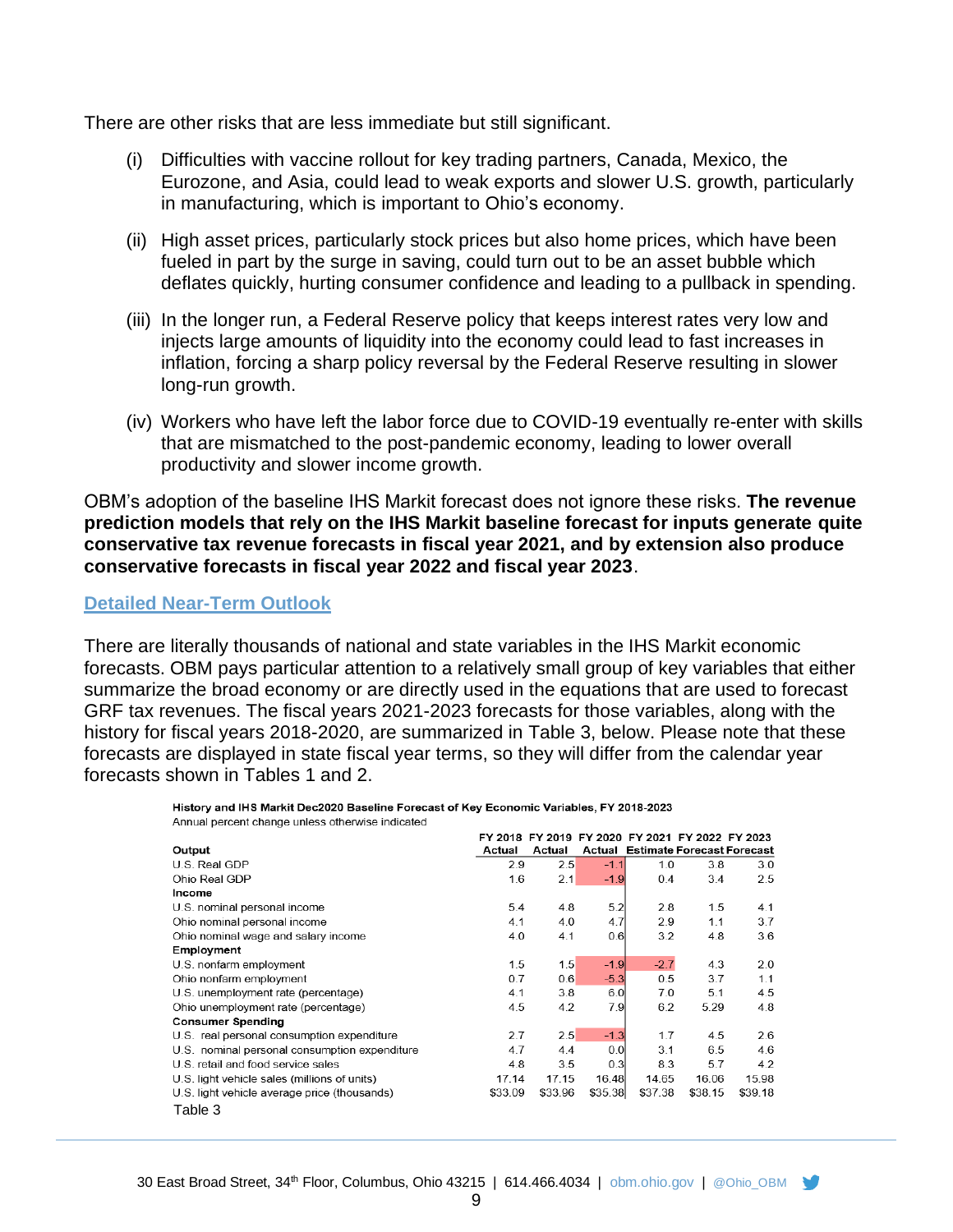There are other risks that are less immediate but still significant.

(i) Difficulties with vaccine rollout for key trading partners, Canada, Mexico, the Eurozone, and Asia, could lead to weak exports and slower U.S. growth, particularly in manufacturing, which is important to Ohio's economy.

(ii) High asset prices, particularly stock prices but also home prices, which have been fueled in part by the surge in saving, could turn out to be an asset bubble which deflates quickly, hurting consumer confidence and leading to a pullback in spending.

(iii) In the longer run, a Federal Reserve policy that keeps interest rates very low and injects large amounts of liquidity into the economy could lead to fast increases in inflation, forcing a sharp policy reversal by the Federal Reserve resulting in slower long-run growth.

(iv) Workers who have left the labor force due to COVID-19 eventually re-enter with skills that are mismatched to the post-pandemic economy, leading to lower overall productivity and slower income growth.

OBM's adoption of the baseline IHS Markit forecast does not ignore these risks. **The revenue prediction models that rely on the IHS Markit baseline forecast for inputs generate quite conservative tax revenue forecasts in fiscal year 2021, and by extension also produce conservative forecasts in fiscal year 2022 and fiscal year 2023**.

## Detailed Near-Term Outlook

There are literally thousands of national and state variables in the IHS Markit economic forecasts. OBM pays particular attention to a relatively small group of key variables that either summarize the broad economy or are directly used in the equations that are used to forecast GRF tax revenues. The fiscal years 2021-2023 forecasts for those variables, along with the history for fiscal years 2018-2020, are summarized in Table 3, below. Please note that these forecasts are displayed in state fiscal year terms, so they will differ from the calendar year forecasts shown in Tables 1 and 2.

**History and IHS Markit Dec2020 Baseline Forecast of Key Economic Variables, FY 2018-2023**
Annual percent change unless otherwise indicated

| | FY 2018 Actual | FY 2019 Actual | FY 2020 Actual | FY 2021 Estimate | FY 2022 Forecast | FY 2023 Forecast |
|---|---|---|---|---|---|---|
| **Output** | | | | | | |
| U.S. Real GDP | 2.9 | 2.5 | -1.1 | 1.0 | 3.8 | 3.0 |
| Ohio Real GDP | 1.6 | 2.1 | -1.9 | 0.4 | 3.4 | 2.5 |
| **Income** | | | | | | |
| U.S. nominal personal income | 5.4 | 4.8 | 5.2 | 2.8 | 1.5 | 4.1 |
| Ohio nominal personal income | 4.1 | 4.0 | 4.7 | 2.9 | 1.1 | 3.7 |
| Ohio nominal wage and salary income | 4.0 | 4.1 | 0.6 | 3.2 | 4.8 | 3.6 |
| **Employment** | | | | | | |
| U.S. nonfarm employment | 1.5 | 1.5 | -1.9 | -2.7 | 4.3 | 2.0 |
| Ohio nonfarm employment | 0.7 | 0.6 | -5.3 | 0.5 | 3.7 | 1.1 |
| U.S. unemployment rate (percentage) | 4.1 | 3.8 | 6.0 | 7.0 | 5.1 | 4.5 |
| Ohio unemployment rate (percentage) | 4.5 | 4.2 | 7.9 | 6.2 | 5.29 | 4.8 |
| **Consumer Spending** | | | | | | |
| U.S. real personal consumption expenditure | 2.7 | 2.5 | -1.3 | 1.7 | 4.5 | 2.6 |
| U.S. nominal personal consumption expenditure | 4.7 | 4.4 | 0.0 | 3.1 | 6.5 | 4.6 |
| U.S. retail and food service sales | 4.8 | 3.5 | 0.3 | 8.3 | 5.7 | 4.2 |
| U.S. light vehicle sales (millions of units) | 17.14 | 17.15 | 16.48 | 14.65 | 16.06 | 15.98 |
| U.S. light vehicle average price (thousands) | $33.09 | $33.96 | $35.38 | $37.38 | $38.15 | $39.18 |

Table 3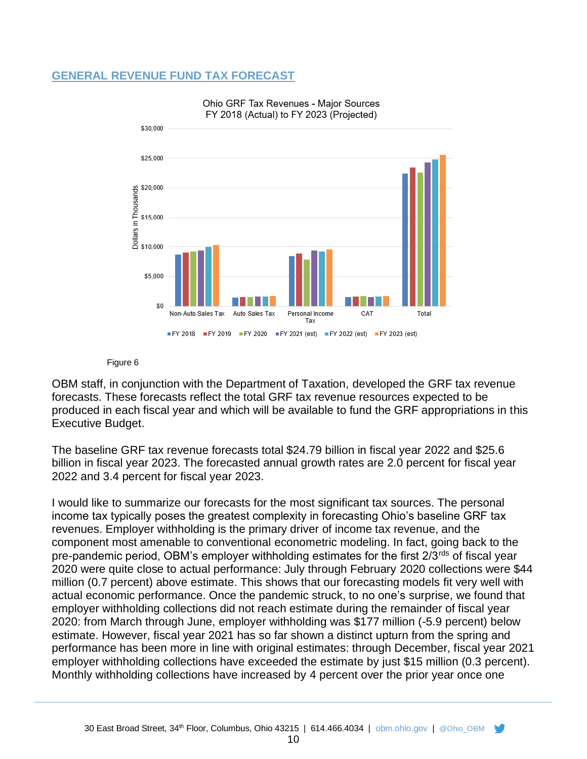## GENERAL REVENUE FUND TAX FORECAST

Figure 6

OBM staff, in conjunction with the Department of Taxation, developed the GRF tax revenue forecasts. These forecasts reflect the total GRF tax revenue resources expected to be produced in each fiscal year and which will be available to fund the GRF appropriations in this Executive Budget.

The baseline GRF tax revenue forecasts total $24.79 billion in fiscal year 2022 and $25.6 billion in fiscal year 2023. The forecasted annual growth rates are 2.0 percent for fiscal year 2022 and 3.4 percent for fiscal year 2023.

I would like to summarize our forecasts for the most significant tax sources. The personal income tax typically poses the greatest complexity in forecasting Ohio's baseline GRF tax revenues. Employer withholding is the primary driver of income tax revenue, and the component most amenable to conventional econometric modeling. In fact, going back to the pre-pandemic period, OBM's employer withholding estimates for the first 2/3rds of fiscal year 2020 were quite close to actual performance: July through February 2020 collections were $44 million (0.7 percent) above estimate. This shows that our forecasting models fit very well with actual economic performance. Once the pandemic struck, to no one's surprise, we found that employer withholding collections did not reach estimate during the remainder of fiscal year 2020: from March through June, employer withholding was $177 million (-5.9 percent) below estimate. However, fiscal year 2021 has so far shown a distinct upturn from the spring and performance has been more in line with original estimates: through December, fiscal year 2021 employer withholding collections have exceeded the estimate by just $15 million (0.3 percent). Monthly withholding collections have increased by 4 percent over the prior year once one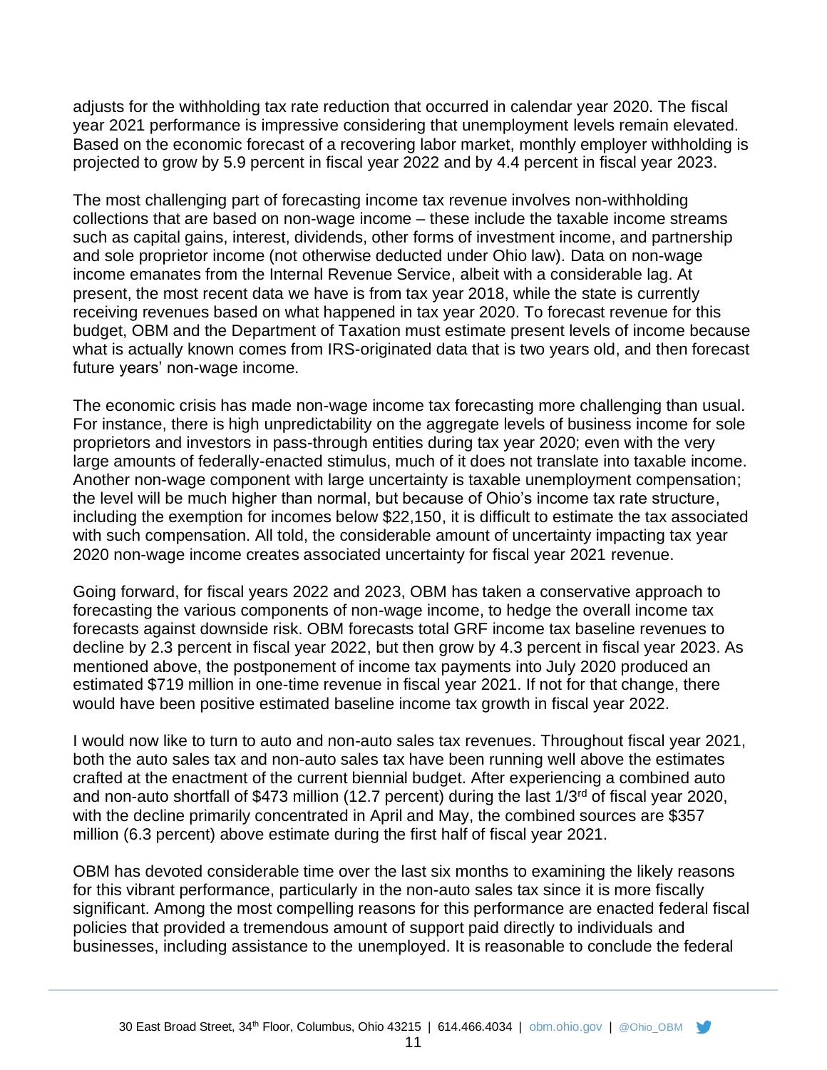adjusts for the withholding tax rate reduction that occurred in calendar year 2020. The fiscal year 2021 performance is impressive considering that unemployment levels remain elevated. Based on the economic forecast of a recovering labor market, monthly employer withholding is projected to grow by 5.9 percent in fiscal year 2022 and by 4.4 percent in fiscal year 2023.

The most challenging part of forecasting income tax revenue involves non-withholding collections that are based on non-wage income – these include the taxable income streams such as capital gains, interest, dividends, other forms of investment income, and partnership and sole proprietor income (not otherwise deducted under Ohio law). Data on non-wage income emanates from the Internal Revenue Service, albeit with a considerable lag. At present, the most recent data we have is from tax year 2018, while the state is currently receiving revenues based on what happened in tax year 2020. To forecast revenue for this budget, OBM and the Department of Taxation must estimate present levels of income because what is actually known comes from IRS-originated data that is two years old, and then forecast future years' non-wage income.

The economic crisis has made non-wage income tax forecasting more challenging than usual. For instance, there is high unpredictability on the aggregate levels of business income for sole proprietors and investors in pass-through entities during tax year 2020; even with the very large amounts of federally-enacted stimulus, much of it does not translate into taxable income. Another non-wage component with large uncertainty is taxable unemployment compensation; the level will be much higher than normal, but because of Ohio's income tax rate structure, including the exemption for incomes below $22,150, it is difficult to estimate the tax associated with such compensation. All told, the considerable amount of uncertainty impacting tax year 2020 non-wage income creates associated uncertainty for fiscal year 2021 revenue.

Going forward, for fiscal years 2022 and 2023, OBM has taken a conservative approach to forecasting the various components of non-wage income, to hedge the overall income tax forecasts against downside risk. OBM forecasts total GRF income tax baseline revenues to decline by 2.3 percent in fiscal year 2022, but then grow by 4.3 percent in fiscal year 2023. As mentioned above, the postponement of income tax payments into July 2020 produced an estimated $719 million in one-time revenue in fiscal year 2021. If not for that change, there would have been positive estimated baseline income tax growth in fiscal year 2022.

I would now like to turn to auto and non-auto sales tax revenues. Throughout fiscal year 2021, both the auto sales tax and non-auto sales tax have been running well above the estimates crafted at the enactment of the current biennial budget. After experiencing a combined auto and non-auto shortfall of $473 million (12.7 percent) during the last 1/3rd of fiscal year 2020, with the decline primarily concentrated in April and May, the combined sources are $357 million (6.3 percent) above estimate during the first half of fiscal year 2021.

OBM has devoted considerable time over the last six months to examining the likely reasons for this vibrant performance, particularly in the non-auto sales tax since it is more fiscally significant. Among the most compelling reasons for this performance are enacted federal fiscal policies that provided a tremendous amount of support paid directly to individuals and businesses, including assistance to the unemployed. It is reasonable to conclude the federal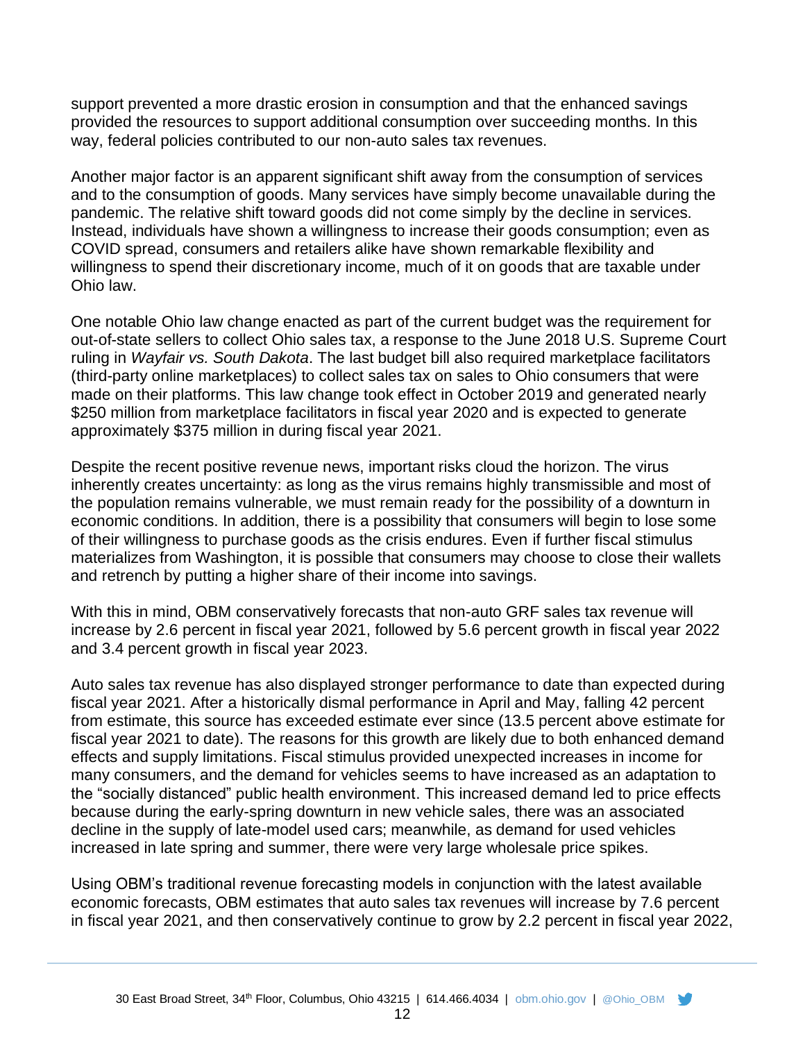support prevented a more drastic erosion in consumption and that the enhanced savings provided the resources to support additional consumption over succeeding months. In this way, federal policies contributed to our non-auto sales tax revenues.

Another major factor is an apparent significant shift away from the consumption of services and to the consumption of goods. Many services have simply become unavailable during the pandemic. The relative shift toward goods did not come simply by the decline in services. Instead, individuals have shown a willingness to increase their goods consumption; even as COVID spread, consumers and retailers alike have shown remarkable flexibility and willingness to spend their discretionary income, much of it on goods that are taxable under Ohio law.

One notable Ohio law change enacted as part of the current budget was the requirement for out-of-state sellers to collect Ohio sales tax, a response to the June 2018 U.S. Supreme Court ruling in *Wayfair vs. South Dakota*. The last budget bill also required marketplace facilitators (third-party online marketplaces) to collect sales tax on sales to Ohio consumers that were made on their platforms. This law change took effect in October 2019 and generated nearly $250 million from marketplace facilitators in fiscal year 2020 and is expected to generate approximately $375 million in during fiscal year 2021.

Despite the recent positive revenue news, important risks cloud the horizon. The virus inherently creates uncertainty: as long as the virus remains highly transmissible and most of the population remains vulnerable, we must remain ready for the possibility of a downturn in economic conditions. In addition, there is a possibility that consumers will begin to lose some of their willingness to purchase goods as the crisis endures. Even if further fiscal stimulus materializes from Washington, it is possible that consumers may choose to close their wallets and retrench by putting a higher share of their income into savings.

With this in mind, OBM conservatively forecasts that non-auto GRF sales tax revenue will increase by 2.6 percent in fiscal year 2021, followed by 5.6 percent growth in fiscal year 2022 and 3.4 percent growth in fiscal year 2023.

Auto sales tax revenue has also displayed stronger performance to date than expected during fiscal year 2021. After a historically dismal performance in April and May, falling 42 percent from estimate, this source has exceeded estimate ever since (13.5 percent above estimate for fiscal year 2021 to date). The reasons for this growth are likely due to both enhanced demand effects and supply limitations. Fiscal stimulus provided unexpected increases in income for many consumers, and the demand for vehicles seems to have increased as an adaptation to the "socially distanced" public health environment. This increased demand led to price effects because during the early-spring downturn in new vehicle sales, there was an associated decline in the supply of late-model used cars; meanwhile, as demand for used vehicles increased in late spring and summer, there were very large wholesale price spikes.

Using OBM's traditional revenue forecasting models in conjunction with the latest available economic forecasts, OBM estimates that auto sales tax revenues will increase by 7.6 percent in fiscal year 2021, and then conservatively continue to grow by 2.2 percent in fiscal year 2022,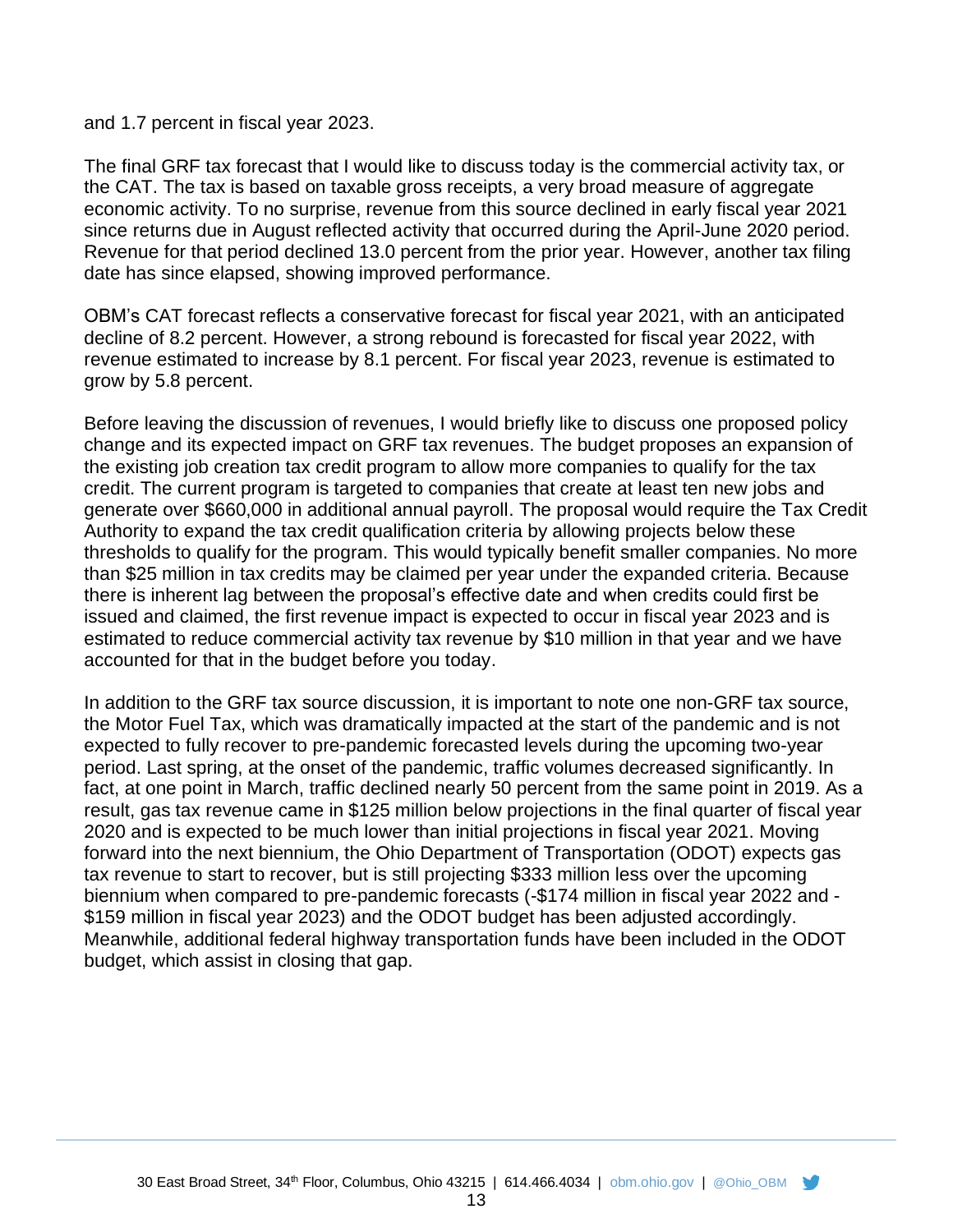and 1.7 percent in fiscal year 2023.

The final GRF tax forecast that I would like to discuss today is the commercial activity tax, or the CAT. The tax is based on taxable gross receipts, a very broad measure of aggregate economic activity. To no surprise, revenue from this source declined in early fiscal year 2021 since returns due in August reflected activity that occurred during the April-June 2020 period. Revenue for that period declined 13.0 percent from the prior year. However, another tax filing date has since elapsed, showing improved performance.

OBM's CAT forecast reflects a conservative forecast for fiscal year 2021, with an anticipated decline of 8.2 percent. However, a strong rebound is forecasted for fiscal year 2022, with revenue estimated to increase by 8.1 percent. For fiscal year 2023, revenue is estimated to grow by 5.8 percent.

Before leaving the discussion of revenues, I would briefly like to discuss one proposed policy change and its expected impact on GRF tax revenues. The budget proposes an expansion of the existing job creation tax credit program to allow more companies to qualify for the tax credit. The current program is targeted to companies that create at least ten new jobs and generate over $660,000 in additional annual payroll. The proposal would require the Tax Credit Authority to expand the tax credit qualification criteria by allowing projects below these thresholds to qualify for the program. This would typically benefit smaller companies. No more than $25 million in tax credits may be claimed per year under the expanded criteria. Because there is inherent lag between the proposal's effective date and when credits could first be issued and claimed, the first revenue impact is expected to occur in fiscal year 2023 and is estimated to reduce commercial activity tax revenue by $10 million in that year and we have accounted for that in the budget before you today.

In addition to the GRF tax source discussion, it is important to note one non-GRF tax source, the Motor Fuel Tax, which was dramatically impacted at the start of the pandemic and is not expected to fully recover to pre-pandemic forecasted levels during the upcoming two-year period. Last spring, at the onset of the pandemic, traffic volumes decreased significantly. In fact, at one point in March, traffic declined nearly 50 percent from the same point in 2019. As a result, gas tax revenue came in $125 million below projections in the final quarter of fiscal year 2020 and is expected to be much lower than initial projections in fiscal year 2021. Moving forward into the next biennium, the Ohio Department of Transportation (ODOT) expects gas tax revenue to start to recover, but is still projecting $333 million less over the upcoming biennium when compared to pre-pandemic forecasts (-$174 million in fiscal year 2022 and -$159 million in fiscal year 2023) and the ODOT budget has been adjusted accordingly. Meanwhile, additional federal highway transportation funds have been included in the ODOT budget, which assist in closing that gap.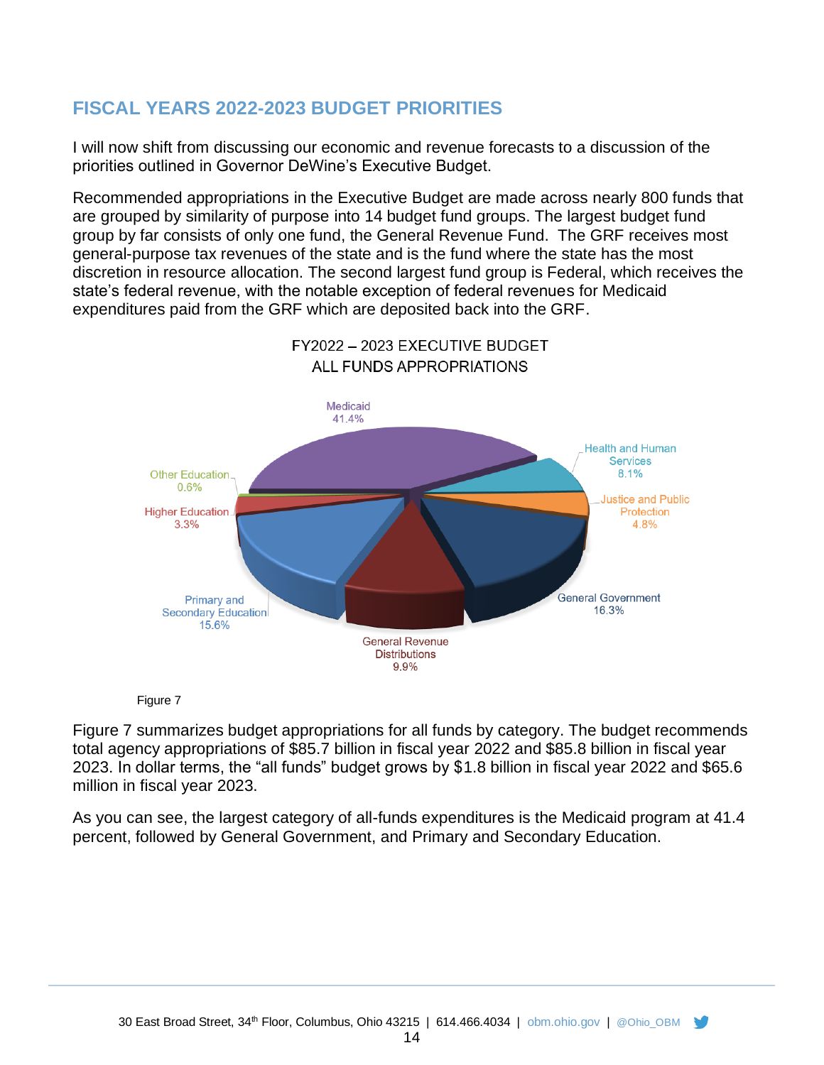## FISCAL YEARS 2022-2023 BUDGET PRIORITIES

I will now shift from discussing our economic and revenue forecasts to a discussion of the priorities outlined in Governor DeWine's Executive Budget.

Recommended appropriations in the Executive Budget are made across nearly 800 funds that are grouped by similarity of purpose into 14 budget fund groups. The largest budget fund group by far consists of only one fund, the General Revenue Fund. The GRF receives most general-purpose tax revenues of the state and is the fund where the state has the most discretion in resource allocation. The second largest fund group is Federal, which receives the state's federal revenue, with the notable exception of federal revenues for Medicaid expenditures paid from the GRF which are deposited back into the GRF.

FY2022 – 2023 EXECUTIVE BUDGET
ALL FUNDS APPROPRIATIONS

| Category | Share |
|---|---|
| Medicaid | 41.4% |
| Health and Human Services | 8.1% |
| Justice and Public Protection | 4.8% |
| General Government | 16.3% |
| General Revenue Distributions | 9.9% |
| Primary and Secondary Education | 15.6% |
| Higher Education | 3.3% |
| Other Education | 0.6% |

Figure 7

Figure 7 summarizes budget appropriations for all funds by category. The budget recommends total agency appropriations of $85.7 billion in fiscal year 2022 and $85.8 billion in fiscal year 2023. In dollar terms, the "all funds" budget grows by $1.8 billion in fiscal year 2022 and $65.6 million in fiscal year 2023.

As you can see, the largest category of all-funds expenditures is the Medicaid program at 41.4 percent, followed by General Government, and Primary and Secondary Education.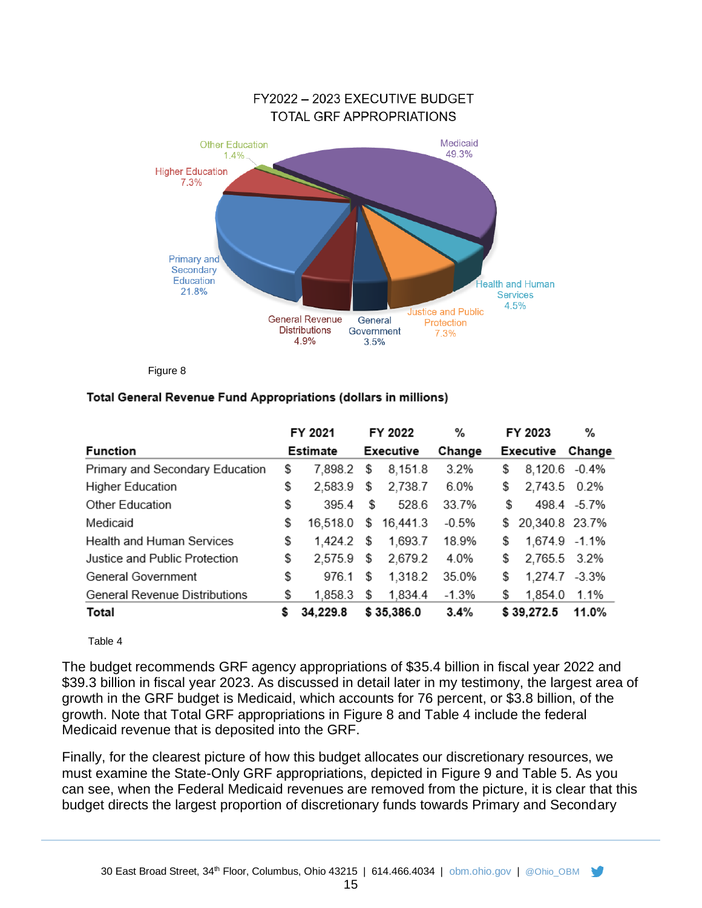FY2022 – 2023 EXECUTIVE BUDGET
TOTAL GRF APPROPRIATIONS

Medicaid 49.3%
Primary and Secondary Education 21.8%
Higher Education 7.3%
Other Education 1.4%
Health and Human Services 4.5%
Justice and Public Protection 7.3%
General Government 3.5%
General Revenue Distributions 4.9%

Figure 8

**Total General Revenue Fund Appropriations (dollars in millions)**

| Function | FY 2021 Estimate | FY 2022 Executive | % Change | FY 2023 Executive | % Change |
|---|---|---|---|---|---|
| Primary and Secondary Education | $ 7,898.2 | $ 8,151.8 | 3.2% | $ 8,120.6 | -0.4% |
| Higher Education | $ 2,583.9 | $ 2,738.7 | 6.0% | $ 2,743.5 | 0.2% |
| Other Education | $ 395.4 | $ 528.6 | 33.7% | $ 498.4 | -5.7% |
| Medicaid | $ 16,518.0 | $ 16,441.3 | -0.5% | $ 20,340.8 | 23.7% |
| Health and Human Services | $ 1,424.2 | $ 1,693.7 | 18.9% | $ 1,674.9 | -1.1% |
| Justice and Public Protection | $ 2,575.9 | $ 2,679.2 | 4.0% | $ 2,765.5 | 3.2% |
| General Government | $ 976.1 | $ 1,318.2 | 35.0% | $ 1,274.7 | -3.3% |
| General Revenue Distributions | $ 1,858.3 | $ 1,834.4 | -1.3% | $ 1,854.0 | 1.1% |
| **Total** | **$ 34,229.8** | **$ 35,386.0** | **3.4%** | **$ 39,272.5** | **11.0%** |

Table 4

The budget recommends GRF agency appropriations of $35.4 billion in fiscal year 2022 and $39.3 billion in fiscal year 2023. As discussed in detail later in my testimony, the largest area of growth in the GRF budget is Medicaid, which accounts for 76 percent, or $3.8 billion, of the growth. Note that Total GRF appropriations in Figure 8 and Table 4 include the federal Medicaid revenue that is deposited into the GRF.

Finally, for the clearest picture of how this budget allocates our discretionary resources, we must examine the State-Only GRF appropriations, depicted in Figure 9 and Table 5. As you can see, when the Federal Medicaid revenues are removed from the picture, it is clear that this budget directs the largest proportion of discretionary funds towards Primary and Secondary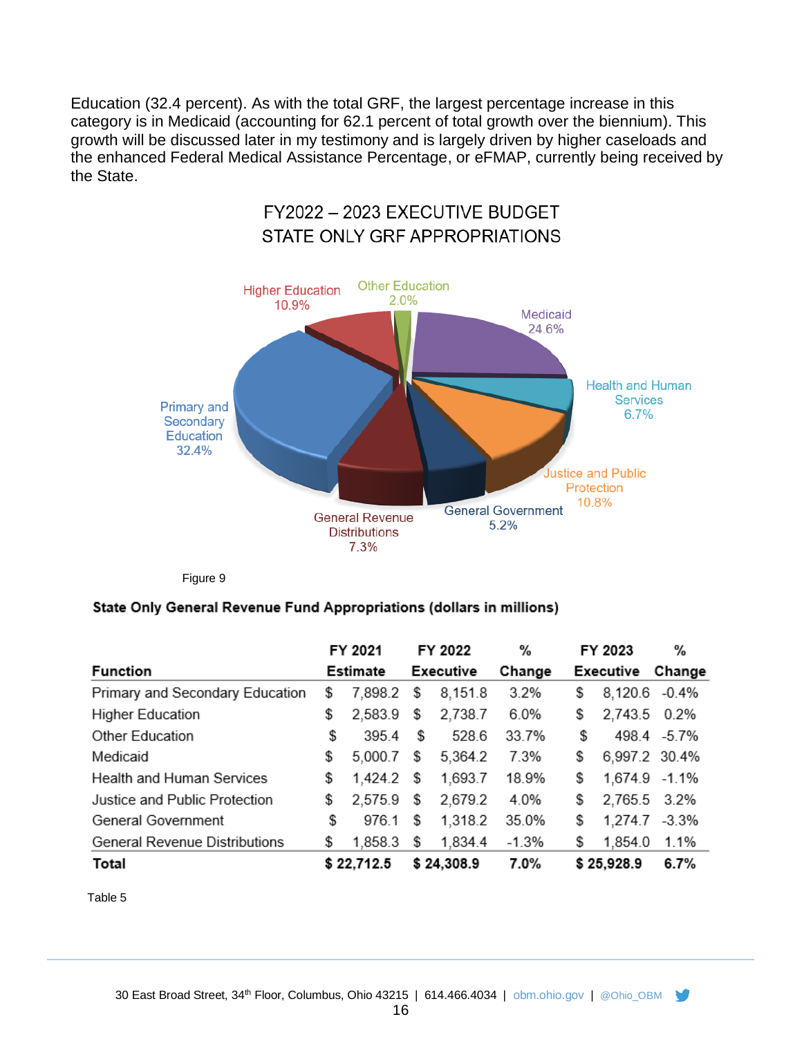Education (32.4 percent). As with the total GRF, the largest percentage increase in this category is in Medicaid (accounting for 62.1 percent of total growth over the biennium). This growth will be discussed later in my testimony and is largely driven by higher caseloads and the enhanced Federal Medical Assistance Percentage, or eFMAP, currently being received by the State.

FY2022 – 2023 EXECUTIVE BUDGET
STATE ONLY GRF APPROPRIATIONS

Higher Education 10.9%
Other Education 2.0%
Medicaid 24.6%
Health and Human Services 6.7%
Justice and Public Protection 10.8%
General Government 5.2%
General Revenue Distributions 7.3%
Primary and Secondary Education 32.4%

Figure 9

**State Only General Revenue Fund Appropriations (dollars in millions)**

| Function | FY 2021 Estimate | FY 2022 Executive | % Change | FY 2023 Executive | % Change |
|---|---|---|---|---|---|
| Primary and Secondary Education | $ 7,898.2 | $ 8,151.8 | 3.2% | $ 8,120.6 | -0.4% |
| Higher Education | $ 2,583.9 | $ 2,738.7 | 6.0% | $ 2,743.5 | 0.2% |
| Other Education | $ 395.4 | $ 528.6 | 33.7% | $ 498.4 | -5.7% |
| Medicaid | $ 5,000.7 | $ 5,364.2 | 7.3% | $ 6,997.2 | 30.4% |
| Health and Human Services | $ 1,424.2 | $ 1,693.7 | 18.9% | $ 1,674.9 | -1.1% |
| Justice and Public Protection | $ 2,575.9 | $ 2,679.2 | 4.0% | $ 2,765.5 | 3.2% |
| General Government | $ 976.1 | $ 1,318.2 | 35.0% | $ 1,274.7 | -3.3% |
| General Revenue Distributions | $ 1,858.3 | $ 1,834.4 | -1.3% | $ 1,854.0 | 1.1% |
| **Total** | **$ 22,712.5** | **$ 24,308.9** | **7.0%** | **$ 25,928.9** | **6.7%** |

Table 5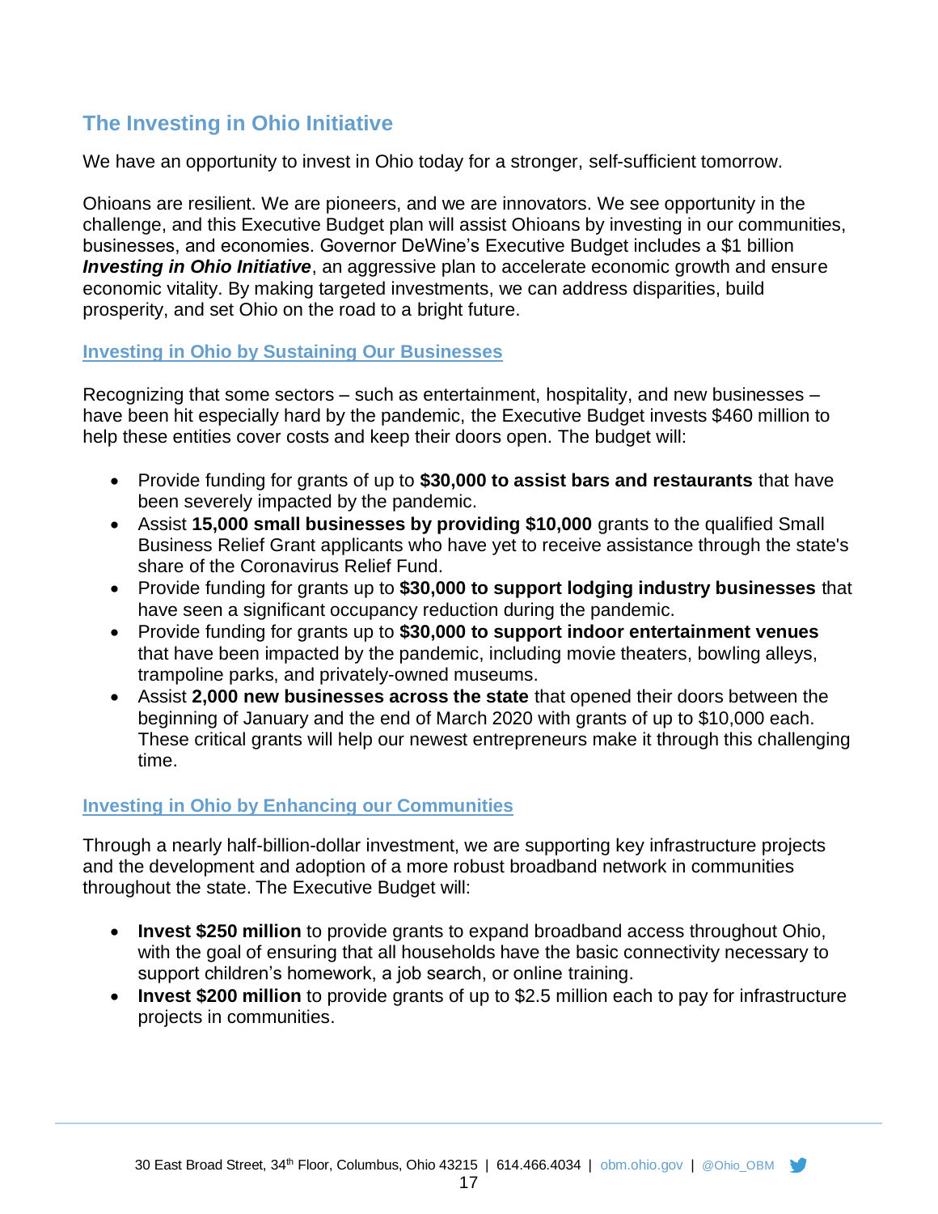## The Investing in Ohio Initiative

We have an opportunity to invest in Ohio today for a stronger, self-sufficient tomorrow.

Ohioans are resilient. We are pioneers, and we are innovators. We see opportunity in the challenge, and this Executive Budget plan will assist Ohioans by investing in our communities, businesses, and economies. Governor DeWine's Executive Budget includes a $1 billion ***Investing in Ohio Initiative***, an aggressive plan to accelerate economic growth and ensure economic vitality. By making targeted investments, we can address disparities, build prosperity, and set Ohio on the road to a bright future.

### Investing in Ohio by Sustaining Our Businesses

Recognizing that some sectors – such as entertainment, hospitality, and new businesses – have been hit especially hard by the pandemic, the Executive Budget invests $460 million to help these entities cover costs and keep their doors open. The budget will:

- Provide funding for grants of up to **$30,000 to assist bars and restaurants** that have been severely impacted by the pandemic.
- Assist **15,000 small businesses by providing $10,000** grants to the qualified Small Business Relief Grant applicants who have yet to receive assistance through the state's share of the Coronavirus Relief Fund.
- Provide funding for grants up to **$30,000 to support lodging industry businesses** that have seen a significant occupancy reduction during the pandemic.
- Provide funding for grants up to **$30,000 to support indoor entertainment venues** that have been impacted by the pandemic, including movie theaters, bowling alleys, trampoline parks, and privately-owned museums.
- Assist **2,000 new businesses across the state** that opened their doors between the beginning of January and the end of March 2020 with grants of up to $10,000 each. These critical grants will help our newest entrepreneurs make it through this challenging time.

### Investing in Ohio by Enhancing our Communities

Through a nearly half-billion-dollar investment, we are supporting key infrastructure projects and the development and adoption of a more robust broadband network in communities throughout the state. The Executive Budget will:

- **Invest $250 million** to provide grants to expand broadband access throughout Ohio, with the goal of ensuring that all households have the basic connectivity necessary to support children's homework, a job search, or online training.
- **Invest $200 million** to provide grants of up to $2.5 million each to pay for infrastructure projects in communities.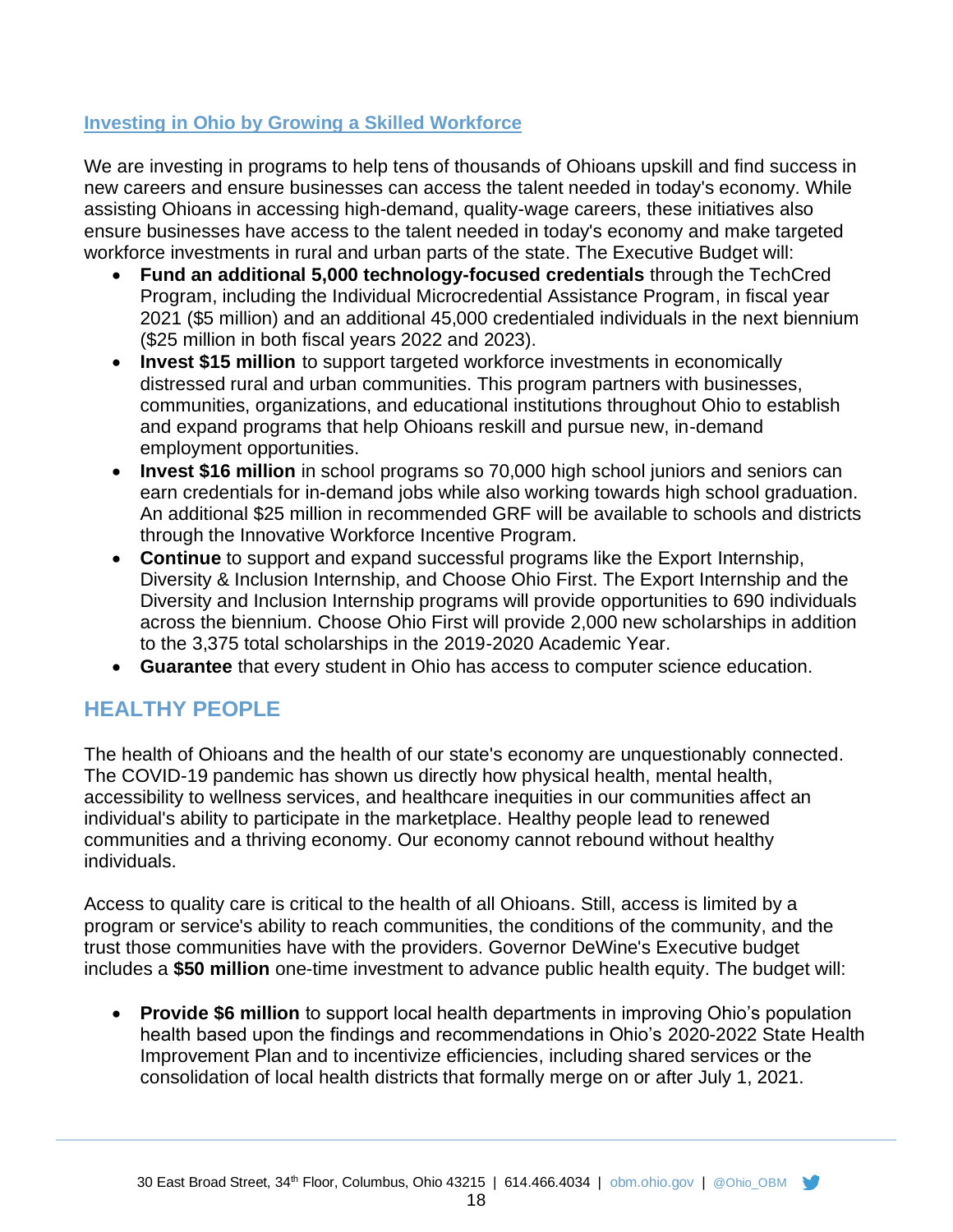### Investing in Ohio by Growing a Skilled Workforce

We are investing in programs to help tens of thousands of Ohioans upskill and find success in new careers and ensure businesses can access the talent needed in today's economy. While assisting Ohioans in accessing high-demand, quality-wage careers, these initiatives also ensure businesses have access to the talent needed in today's economy and make targeted workforce investments in rural and urban parts of the state. The Executive Budget will:

- **Fund an additional 5,000 technology-focused credentials** through the TechCred Program, including the Individual Microcredential Assistance Program, in fiscal year 2021 ($5 million) and an additional 45,000 credentialed individuals in the next biennium ($25 million in both fiscal years 2022 and 2023).
- **Invest $15 million** to support targeted workforce investments in economically distressed rural and urban communities. This program partners with businesses, communities, organizations, and educational institutions throughout Ohio to establish and expand programs that help Ohioans reskill and pursue new, in-demand employment opportunities.
- **Invest $16 million** in school programs so 70,000 high school juniors and seniors can earn credentials for in-demand jobs while also working towards high school graduation. An additional $25 million in recommended GRF will be available to schools and districts through the Innovative Workforce Incentive Program.
- **Continue** to support and expand successful programs like the Export Internship, Diversity & Inclusion Internship, and Choose Ohio First. The Export Internship and the Diversity and Inclusion Internship programs will provide opportunities to 690 individuals across the biennium. Choose Ohio First will provide 2,000 new scholarships in addition to the 3,375 total scholarships in the 2019-2020 Academic Year.
- **Guarantee** that every student in Ohio has access to computer science education.

## HEALTHY PEOPLE

The health of Ohioans and the health of our state's economy are unquestionably connected. The COVID-19 pandemic has shown us directly how physical health, mental health, accessibility to wellness services, and healthcare inequities in our communities affect an individual's ability to participate in the marketplace. Healthy people lead to renewed communities and a thriving economy. Our economy cannot rebound without healthy individuals.

Access to quality care is critical to the health of all Ohioans. Still, access is limited by a program or service's ability to reach communities, the conditions of the community, and the trust those communities have with the providers. Governor DeWine's Executive budget includes a **$50 million** one-time investment to advance public health equity. The budget will:

- **Provide $6 million** to support local health departments in improving Ohio's population health based upon the findings and recommendations in Ohio's 2020-2022 State Health Improvement Plan and to incentivize efficiencies, including shared services or the consolidation of local health districts that formally merge on or after July 1, 2021.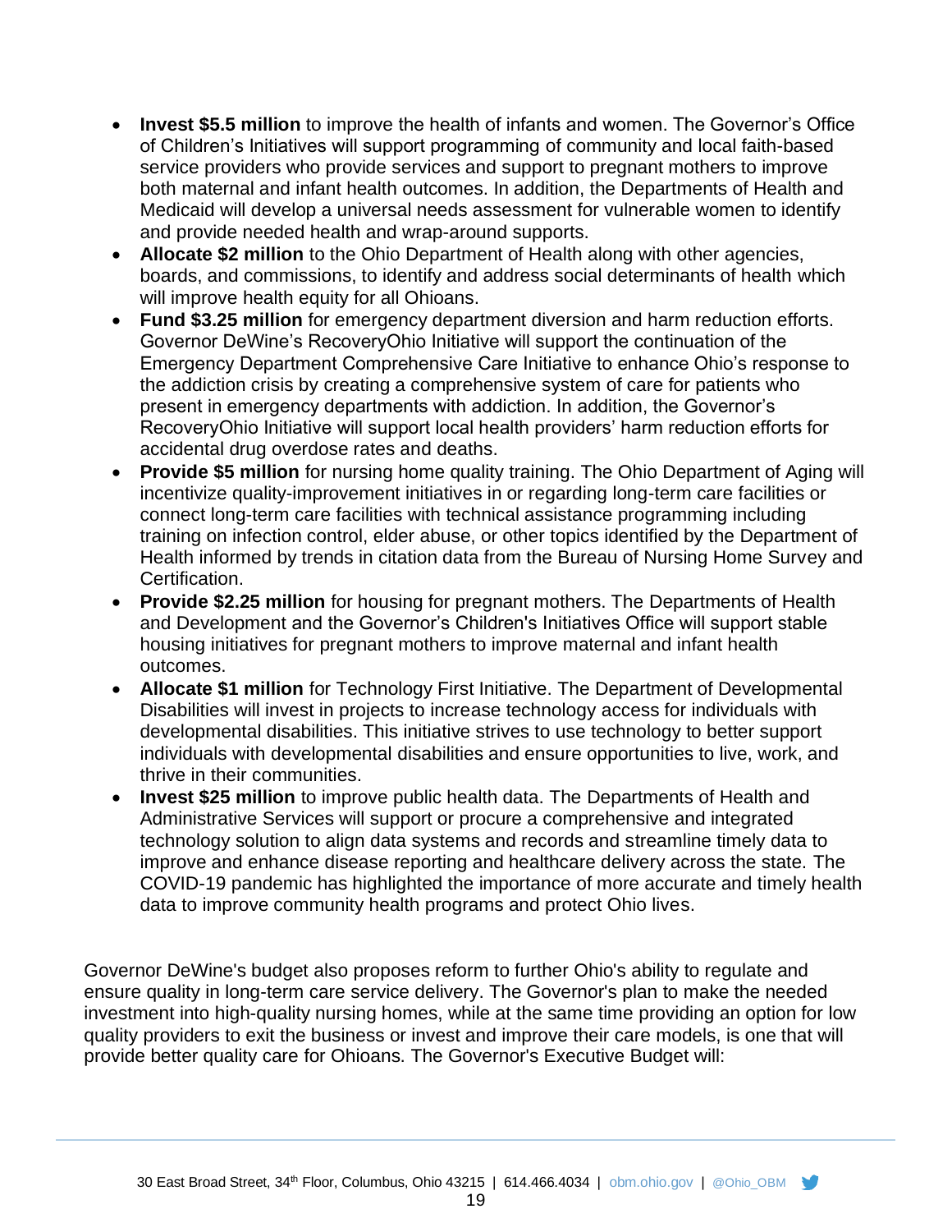- **Invest $5.5 million** to improve the health of infants and women. The Governor's Office of Children's Initiatives will support programming of community and local faith-based service providers who provide services and support to pregnant mothers to improve both maternal and infant health outcomes. In addition, the Departments of Health and Medicaid will develop a universal needs assessment for vulnerable women to identify and provide needed health and wrap-around supports.
- **Allocate $2 million** to the Ohio Department of Health along with other agencies, boards, and commissions, to identify and address social determinants of health which will improve health equity for all Ohioans.
- **Fund $3.25 million** for emergency department diversion and harm reduction efforts. Governor DeWine's RecoveryOhio Initiative will support the continuation of the Emergency Department Comprehensive Care Initiative to enhance Ohio's response to the addiction crisis by creating a comprehensive system of care for patients who present in emergency departments with addiction. In addition, the Governor's RecoveryOhio Initiative will support local health providers' harm reduction efforts for accidental drug overdose rates and deaths.
- **Provide $5 million** for nursing home quality training. The Ohio Department of Aging will incentivize quality-improvement initiatives in or regarding long-term care facilities or connect long-term care facilities with technical assistance programming including training on infection control, elder abuse, or other topics identified by the Department of Health informed by trends in citation data from the Bureau of Nursing Home Survey and Certification.
- **Provide $2.25 million** for housing for pregnant mothers. The Departments of Health and Development and the Governor's Children's Initiatives Office will support stable housing initiatives for pregnant mothers to improve maternal and infant health outcomes.
- **Allocate $1 million** for Technology First Initiative. The Department of Developmental Disabilities will invest in projects to increase technology access for individuals with developmental disabilities. This initiative strives to use technology to better support individuals with developmental disabilities and ensure opportunities to live, work, and thrive in their communities.
- **Invest $25 million** to improve public health data. The Departments of Health and Administrative Services will support or procure a comprehensive and integrated technology solution to align data systems and records and streamline timely data to improve and enhance disease reporting and healthcare delivery across the state. The COVID-19 pandemic has highlighted the importance of more accurate and timely health data to improve community health programs and protect Ohio lives.

Governor DeWine's budget also proposes reform to further Ohio's ability to regulate and ensure quality in long-term care service delivery. The Governor's plan to make the needed investment into high-quality nursing homes, while at the same time providing an option for low quality providers to exit the business or invest and improve their care models, is one that will provide better quality care for Ohioans. The Governor's Executive Budget will: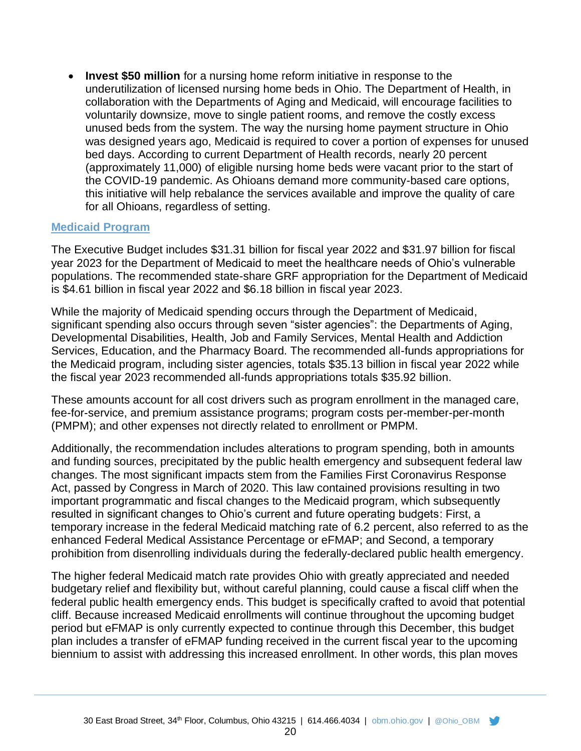- **Invest $50 million** for a nursing home reform initiative in response to the underutilization of licensed nursing home beds in Ohio. The Department of Health, in collaboration with the Departments of Aging and Medicaid, will encourage facilities to voluntarily downsize, move to single patient rooms, and remove the costly excess unused beds from the system. The way the nursing home payment structure in Ohio was designed years ago, Medicaid is required to cover a portion of expenses for unused bed days. According to current Department of Health records, nearly 20 percent (approximately 11,000) of eligible nursing home beds were vacant prior to the start of the COVID-19 pandemic. As Ohioans demand more community-based care options, this initiative will help rebalance the services available and improve the quality of care for all Ohioans, regardless of setting.

## Medicaid Program

The Executive Budget includes $31.31 billion for fiscal year 2022 and $31.97 billion for fiscal year 2023 for the Department of Medicaid to meet the healthcare needs of Ohio's vulnerable populations. The recommended state-share GRF appropriation for the Department of Medicaid is $4.61 billion in fiscal year 2022 and $6.18 billion in fiscal year 2023.

While the majority of Medicaid spending occurs through the Department of Medicaid, significant spending also occurs through seven "sister agencies": the Departments of Aging, Developmental Disabilities, Health, Job and Family Services, Mental Health and Addiction Services, Education, and the Pharmacy Board. The recommended all-funds appropriations for the Medicaid program, including sister agencies, totals $35.13 billion in fiscal year 2022 while the fiscal year 2023 recommended all-funds appropriations totals $35.92 billion.

These amounts account for all cost drivers such as program enrollment in the managed care, fee-for-service, and premium assistance programs; program costs per-member-per-month (PMPM); and other expenses not directly related to enrollment or PMPM.

Additionally, the recommendation includes alterations to program spending, both in amounts and funding sources, precipitated by the public health emergency and subsequent federal law changes. The most significant impacts stem from the Families First Coronavirus Response Act, passed by Congress in March of 2020. This law contained provisions resulting in two important programmatic and fiscal changes to the Medicaid program, which subsequently resulted in significant changes to Ohio's current and future operating budgets: First, a temporary increase in the federal Medicaid matching rate of 6.2 percent, also referred to as the enhanced Federal Medical Assistance Percentage or eFMAP; and Second, a temporary prohibition from disenrolling individuals during the federally-declared public health emergency.

The higher federal Medicaid match rate provides Ohio with greatly appreciated and needed budgetary relief and flexibility but, without careful planning, could cause a fiscal cliff when the federal public health emergency ends. This budget is specifically crafted to avoid that potential cliff. Because increased Medicaid enrollments will continue throughout the upcoming budget period but eFMAP is only currently expected to continue through this December, this budget plan includes a transfer of eFMAP funding received in the current fiscal year to the upcoming biennium to assist with addressing this increased enrollment. In other words, this plan moves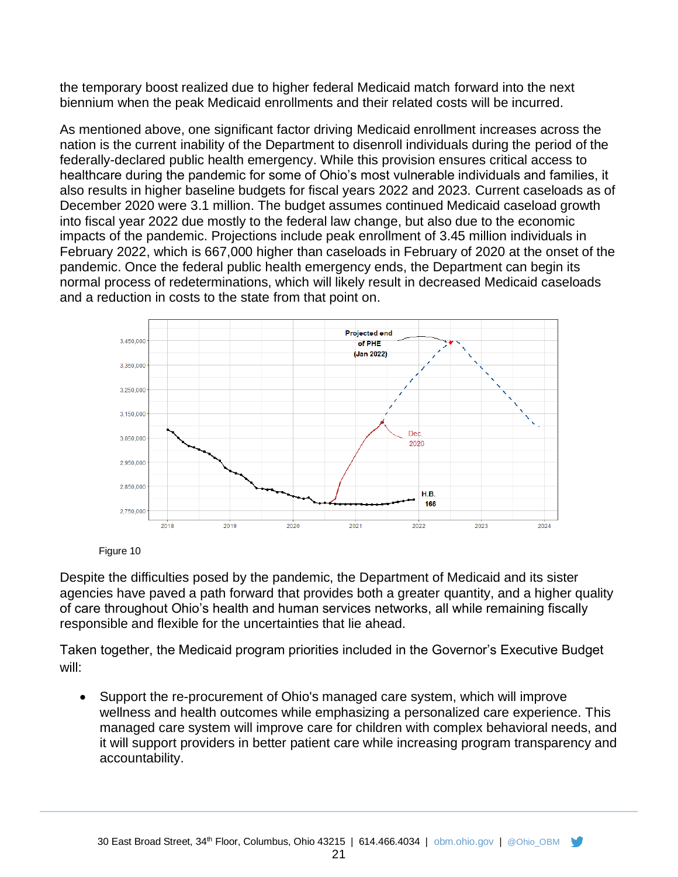the temporary boost realized due to higher federal Medicaid match forward into the next biennium when the peak Medicaid enrollments and their related costs will be incurred.

As mentioned above, one significant factor driving Medicaid enrollment increases across the nation is the current inability of the Department to disenroll individuals during the period of the federally-declared public health emergency. While this provision ensures critical access to healthcare during the pandemic for some of Ohio's most vulnerable individuals and families, it also results in higher baseline budgets for fiscal years 2022 and 2023. Current caseloads as of December 2020 were 3.1 million. The budget assumes continued Medicaid caseload growth into fiscal year 2022 due mostly to the federal law change, but also due to the economic impacts of the pandemic. Projections include peak enrollment of 3.45 million individuals in February 2022, which is 667,000 higher than caseloads in February of 2020 at the onset of the pandemic. Once the federal public health emergency ends, the Department can begin its normal process of redeterminations, which will likely result in decreased Medicaid caseloads and a reduction in costs to the state from that point on.

Figure 10

Despite the difficulties posed by the pandemic, the Department of Medicaid and its sister agencies have paved a path forward that provides both a greater quantity, and a higher quality of care throughout Ohio's health and human services networks, all while remaining fiscally responsible and flexible for the uncertainties that lie ahead.

Taken together, the Medicaid program priorities included in the Governor's Executive Budget will:

- Support the re-procurement of Ohio's managed care system, which will improve wellness and health outcomes while emphasizing a personalized care experience. This managed care system will improve care for children with complex behavioral needs, and it will support providers in better patient care while increasing program transparency and accountability.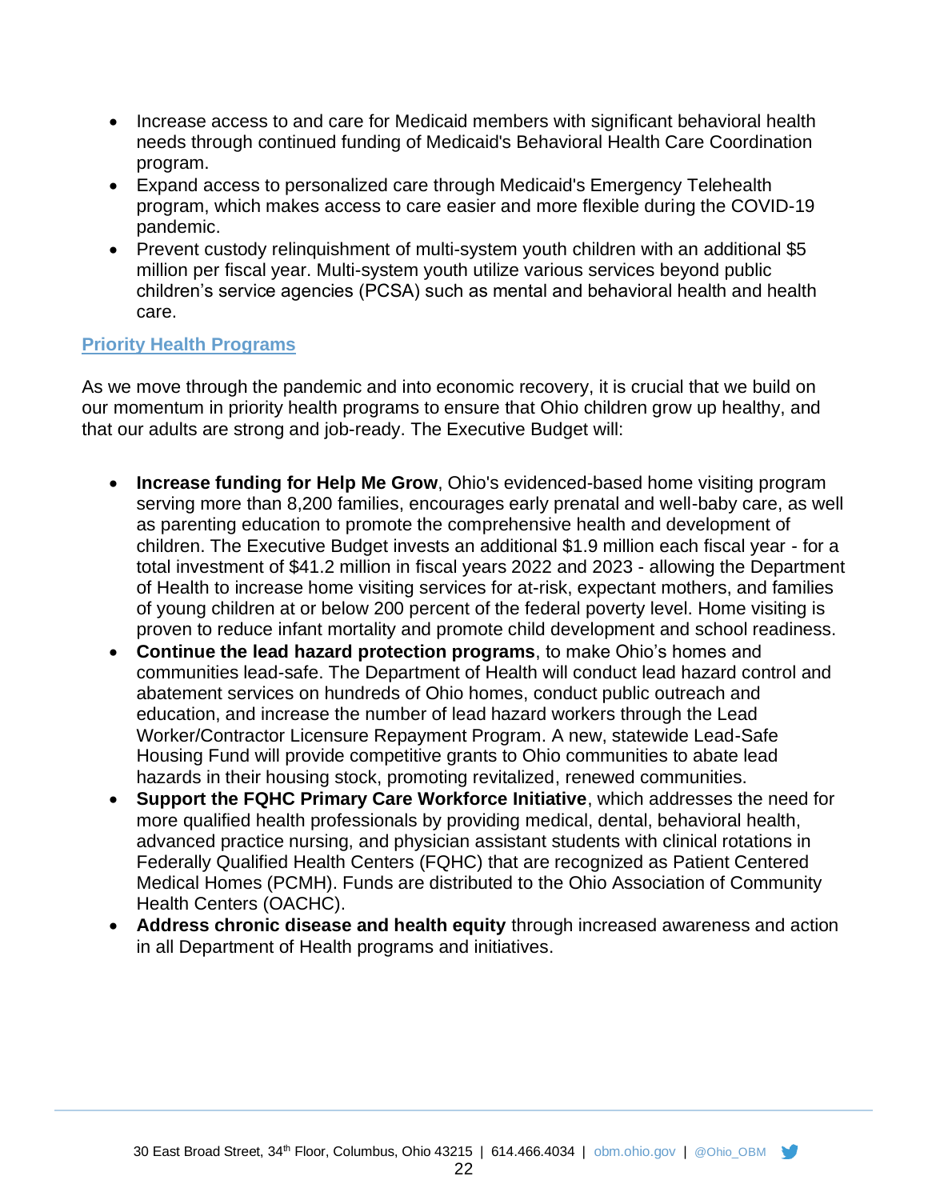- Increase access to and care for Medicaid members with significant behavioral health needs through continued funding of Medicaid's Behavioral Health Care Coordination program.
- Expand access to personalized care through Medicaid's Emergency Telehealth program, which makes access to care easier and more flexible during the COVID-19 pandemic.
- Prevent custody relinquishment of multi-system youth children with an additional $5 million per fiscal year. Multi-system youth utilize various services beyond public children's service agencies (PCSA) such as mental and behavioral health and health care.

## Priority Health Programs

As we move through the pandemic and into economic recovery, it is crucial that we build on our momentum in priority health programs to ensure that Ohio children grow up healthy, and that our adults are strong and job-ready. The Executive Budget will:

- **Increase funding for Help Me Grow**, Ohio's evidenced-based home visiting program serving more than 8,200 families, encourages early prenatal and well-baby care, as well as parenting education to promote the comprehensive health and development of children. The Executive Budget invests an additional $1.9 million each fiscal year - for a total investment of $41.2 million in fiscal years 2022 and 2023 - allowing the Department of Health to increase home visiting services for at-risk, expectant mothers, and families of young children at or below 200 percent of the federal poverty level. Home visiting is proven to reduce infant mortality and promote child development and school readiness.
- **Continue the lead hazard protection programs**, to make Ohio's homes and communities lead-safe. The Department of Health will conduct lead hazard control and abatement services on hundreds of Ohio homes, conduct public outreach and education, and increase the number of lead hazard workers through the Lead Worker/Contractor Licensure Repayment Program. A new, statewide Lead-Safe Housing Fund will provide competitive grants to Ohio communities to abate lead hazards in their housing stock, promoting revitalized, renewed communities.
- **Support the FQHC Primary Care Workforce Initiative**, which addresses the need for more qualified health professionals by providing medical, dental, behavioral health, advanced practice nursing, and physician assistant students with clinical rotations in Federally Qualified Health Centers (FQHC) that are recognized as Patient Centered Medical Homes (PCMH). Funds are distributed to the Ohio Association of Community Health Centers (OACHC).
- **Address chronic disease and health equity** through increased awareness and action in all Department of Health programs and initiatives.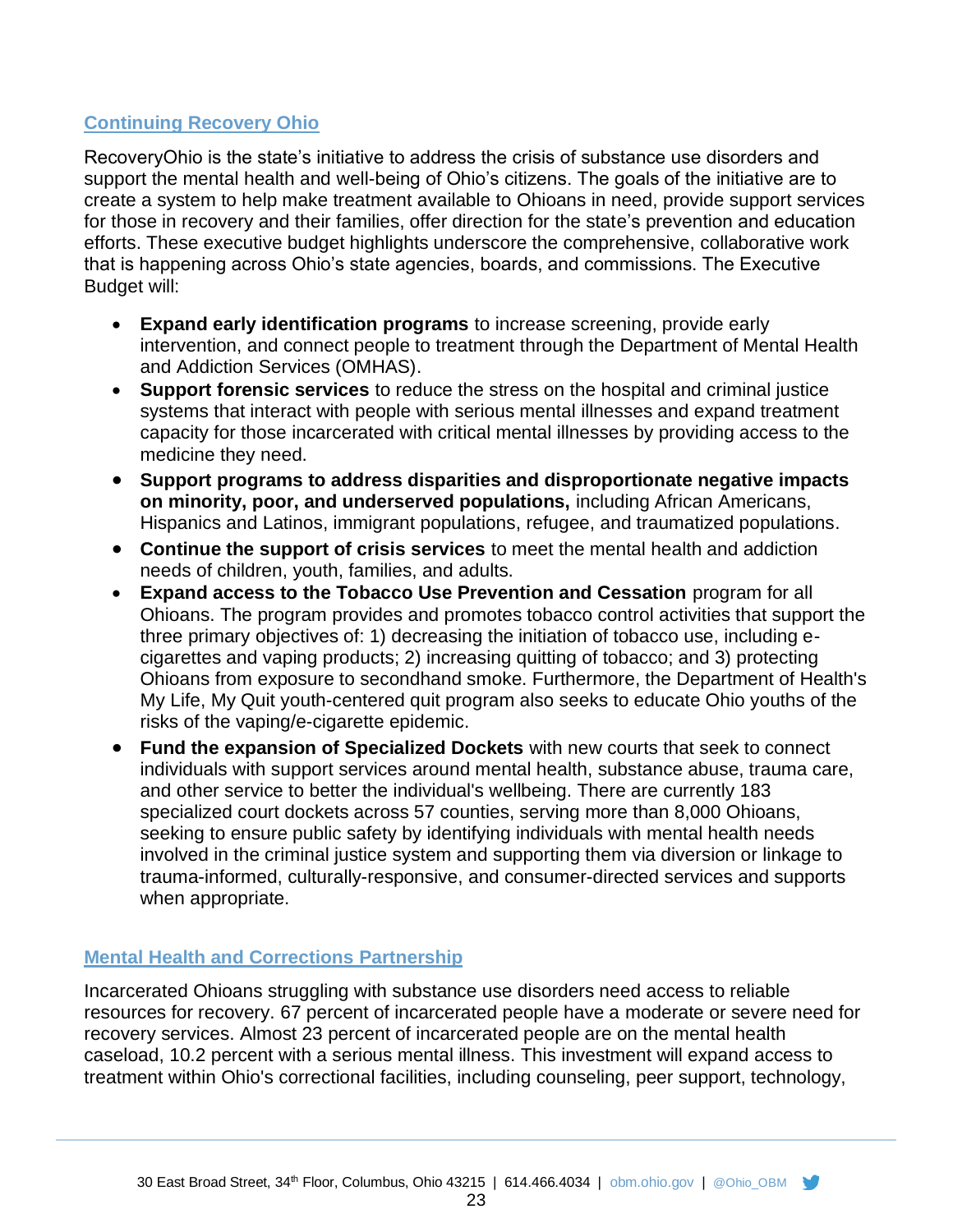## Continuing Recovery Ohio

RecoveryOhio is the state's initiative to address the crisis of substance use disorders and support the mental health and well-being of Ohio's citizens. The goals of the initiative are to create a system to help make treatment available to Ohioans in need, provide support services for those in recovery and their families, offer direction for the state's prevention and education efforts. These executive budget highlights underscore the comprehensive, collaborative work that is happening across Ohio's state agencies, boards, and commissions. The Executive Budget will:

- **Expand early identification programs** to increase screening, provide early intervention, and connect people to treatment through the Department of Mental Health and Addiction Services (OMHAS).
- **Support forensic services** to reduce the stress on the hospital and criminal justice systems that interact with people with serious mental illnesses and expand treatment capacity for those incarcerated with critical mental illnesses by providing access to the medicine they need.
- **Support programs to address disparities and disproportionate negative impacts on minority, poor, and underserved populations,** including African Americans, Hispanics and Latinos, immigrant populations, refugee, and traumatized populations.
- **Continue the support of crisis services** to meet the mental health and addiction needs of children, youth, families, and adults.
- **Expand access to the Tobacco Use Prevention and Cessation** program for all Ohioans. The program provides and promotes tobacco control activities that support the three primary objectives of: 1) decreasing the initiation of tobacco use, including e-cigarettes and vaping products; 2) increasing quitting of tobacco; and 3) protecting Ohioans from exposure to secondhand smoke. Furthermore, the Department of Health's My Life, My Quit youth-centered quit program also seeks to educate Ohio youths of the risks of the vaping/e-cigarette epidemic.
- **Fund the expansion of Specialized Dockets** with new courts that seek to connect individuals with support services around mental health, substance abuse, trauma care, and other service to better the individual's wellbeing. There are currently 183 specialized court dockets across 57 counties, serving more than 8,000 Ohioans, seeking to ensure public safety by identifying individuals with mental health needs involved in the criminal justice system and supporting them via diversion or linkage to trauma-informed, culturally-responsive, and consumer-directed services and supports when appropriate.

## Mental Health and Corrections Partnership

Incarcerated Ohioans struggling with substance use disorders need access to reliable resources for recovery. 67 percent of incarcerated people have a moderate or severe need for recovery services. Almost 23 percent of incarcerated people are on the mental health caseload, 10.2 percent with a serious mental illness. This investment will expand access to treatment within Ohio's correctional facilities, including counseling, peer support, technology,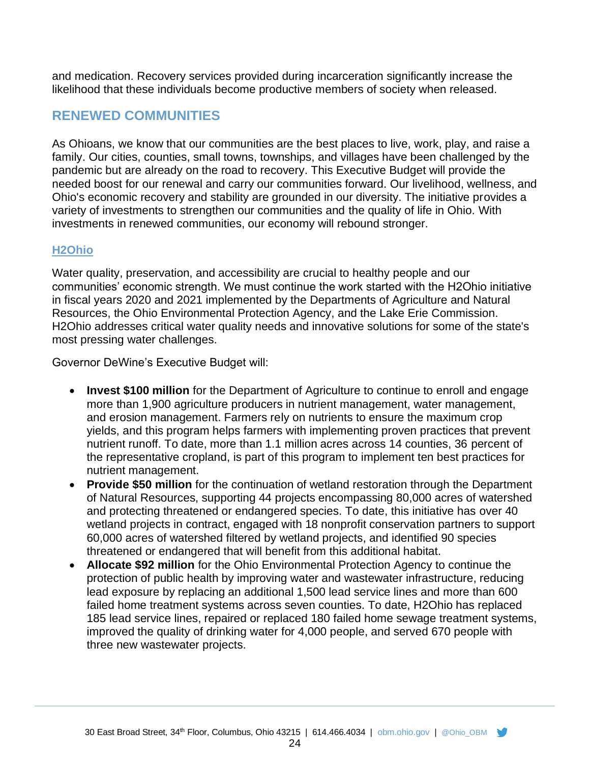and medication. Recovery services provided during incarceration significantly increase the likelihood that these individuals become productive members of society when released.

## RENEWED COMMUNITIES

As Ohioans, we know that our communities are the best places to live, work, play, and raise a family. Our cities, counties, small towns, townships, and villages have been challenged by the pandemic but are already on the road to recovery. This Executive Budget will provide the needed boost for our renewal and carry our communities forward. Our livelihood, wellness, and Ohio's economic recovery and stability are grounded in our diversity. The initiative provides a variety of investments to strengthen our communities and the quality of life in Ohio. With investments in renewed communities, our economy will rebound stronger.

### H2Ohio

Water quality, preservation, and accessibility are crucial to healthy people and our communities' economic strength. We must continue the work started with the H2Ohio initiative in fiscal years 2020 and 2021 implemented by the Departments of Agriculture and Natural Resources, the Ohio Environmental Protection Agency, and the Lake Erie Commission. H2Ohio addresses critical water quality needs and innovative solutions for some of the state's most pressing water challenges.

Governor DeWine's Executive Budget will:

- **Invest $100 million** for the Department of Agriculture to continue to enroll and engage more than 1,900 agriculture producers in nutrient management, water management, and erosion management. Farmers rely on nutrients to ensure the maximum crop yields, and this program helps farmers with implementing proven practices that prevent nutrient runoff. To date, more than 1.1 million acres across 14 counties, 36 percent of the representative cropland, is part of this program to implement ten best practices for nutrient management.
- **Provide $50 million** for the continuation of wetland restoration through the Department of Natural Resources, supporting 44 projects encompassing 80,000 acres of watershed and protecting threatened or endangered species. To date, this initiative has over 40 wetland projects in contract, engaged with 18 nonprofit conservation partners to support 60,000 acres of watershed filtered by wetland projects, and identified 90 species threatened or endangered that will benefit from this additional habitat.
- **Allocate $92 million** for the Ohio Environmental Protection Agency to continue the protection of public health by improving water and wastewater infrastructure, reducing lead exposure by replacing an additional 1,500 lead service lines and more than 600 failed home treatment systems across seven counties. To date, H2Ohio has replaced 185 lead service lines, repaired or replaced 180 failed home sewage treatment systems, improved the quality of drinking water for 4,000 people, and served 670 people with three new wastewater projects.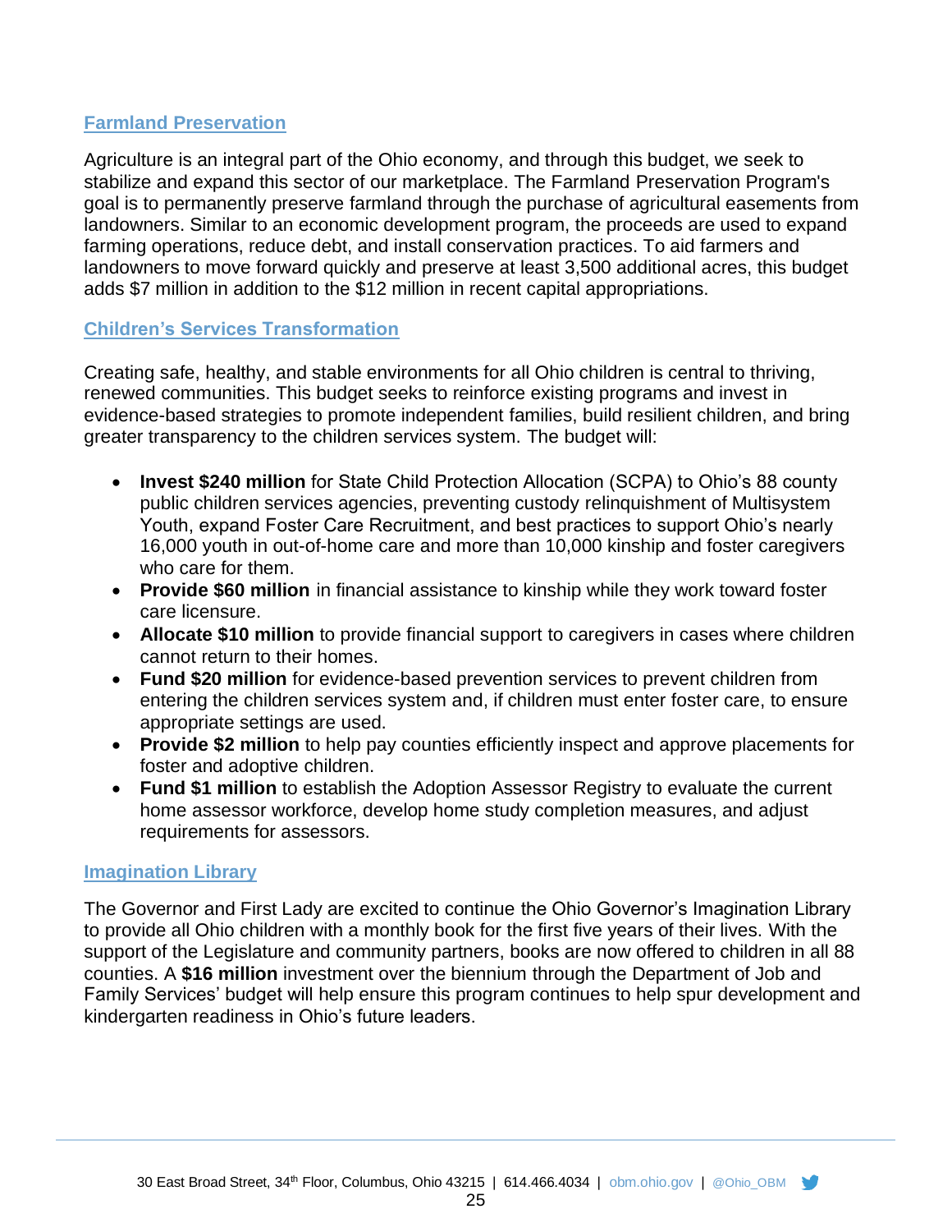## Farmland Preservation

Agriculture is an integral part of the Ohio economy, and through this budget, we seek to stabilize and expand this sector of our marketplace. The Farmland Preservation Program's goal is to permanently preserve farmland through the purchase of agricultural easements from landowners. Similar to an economic development program, the proceeds are used to expand farming operations, reduce debt, and install conservation practices. To aid farmers and landowners to move forward quickly and preserve at least 3,500 additional acres, this budget adds $7 million in addition to the $12 million in recent capital appropriations.

## Children's Services Transformation

Creating safe, healthy, and stable environments for all Ohio children is central to thriving, renewed communities. This budget seeks to reinforce existing programs and invest in evidence-based strategies to promote independent families, build resilient children, and bring greater transparency to the children services system. The budget will:

- **Invest $240 million** for State Child Protection Allocation (SCPA) to Ohio's 88 county public children services agencies, preventing custody relinquishment of Multisystem Youth, expand Foster Care Recruitment, and best practices to support Ohio's nearly 16,000 youth in out-of-home care and more than 10,000 kinship and foster caregivers who care for them.
- **Provide $60 million** in financial assistance to kinship while they work toward foster care licensure.
- **Allocate $10 million** to provide financial support to caregivers in cases where children cannot return to their homes.
- **Fund $20 million** for evidence-based prevention services to prevent children from entering the children services system and, if children must enter foster care, to ensure appropriate settings are used.
- **Provide $2 million** to help pay counties efficiently inspect and approve placements for foster and adoptive children.
- **Fund $1 million** to establish the Adoption Assessor Registry to evaluate the current home assessor workforce, develop home study completion measures, and adjust requirements for assessors.

## Imagination Library

The Governor and First Lady are excited to continue the Ohio Governor's Imagination Library to provide all Ohio children with a monthly book for the first five years of their lives. With the support of the Legislature and community partners, books are now offered to children in all 88 counties. A **$16 million** investment over the biennium through the Department of Job and Family Services' budget will help ensure this program continues to help spur development and kindergarten readiness in Ohio's future leaders.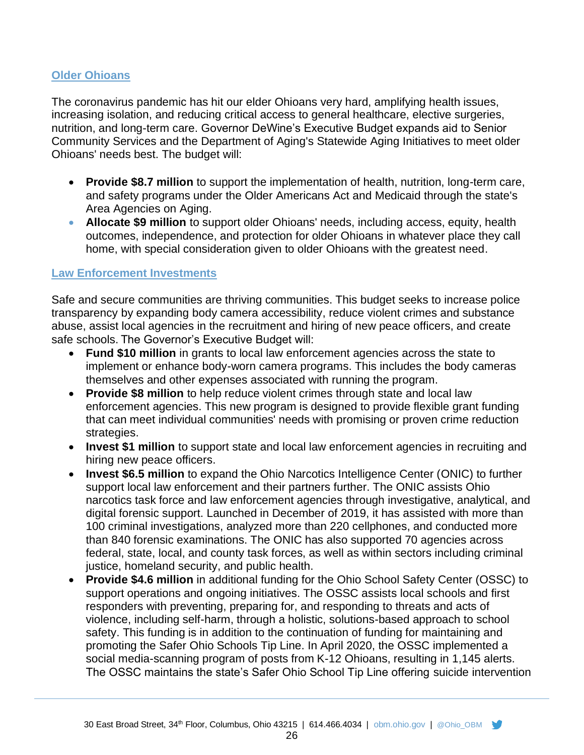## Older Ohioans

The coronavirus pandemic has hit our elder Ohioans very hard, amplifying health issues, increasing isolation, and reducing critical access to general healthcare, elective surgeries, nutrition, and long-term care. Governor DeWine's Executive Budget expands aid to Senior Community Services and the Department of Aging's Statewide Aging Initiatives to meet older Ohioans' needs best. The budget will:

- **Provide $8.7 million** to support the implementation of health, nutrition, long-term care, and safety programs under the Older Americans Act and Medicaid through the state's Area Agencies on Aging.
- **Allocate $9 million** to support older Ohioans' needs, including access, equity, health outcomes, independence, and protection for older Ohioans in whatever place they call home, with special consideration given to older Ohioans with the greatest need.

## Law Enforcement Investments

Safe and secure communities are thriving communities. This budget seeks to increase police transparency by expanding body camera accessibility, reduce violent crimes and substance abuse, assist local agencies in the recruitment and hiring of new peace officers, and create safe schools. The Governor's Executive Budget will:

- **Fund $10 million** in grants to local law enforcement agencies across the state to implement or enhance body-worn camera programs. This includes the body cameras themselves and other expenses associated with running the program.
- **Provide $8 million** to help reduce violent crimes through state and local law enforcement agencies. This new program is designed to provide flexible grant funding that can meet individual communities' needs with promising or proven crime reduction strategies.
- **Invest $1 million** to support state and local law enforcement agencies in recruiting and hiring new peace officers.
- **Invest $6.5 million** to expand the Ohio Narcotics Intelligence Center (ONIC) to further support local law enforcement and their partners further. The ONIC assists Ohio narcotics task force and law enforcement agencies through investigative, analytical, and digital forensic support. Launched in December of 2019, it has assisted with more than 100 criminal investigations, analyzed more than 220 cellphones, and conducted more than 840 forensic examinations. The ONIC has also supported 70 agencies across federal, state, local, and county task forces, as well as within sectors including criminal justice, homeland security, and public health.
- **Provide $4.6 million** in additional funding for the Ohio School Safety Center (OSSC) to support operations and ongoing initiatives. The OSSC assists local schools and first responders with preventing, preparing for, and responding to threats and acts of violence, including self-harm, through a holistic, solutions-based approach to school safety. This funding is in addition to the continuation of funding for maintaining and promoting the Safer Ohio Schools Tip Line. In April 2020, the OSSC implemented a social media-scanning program of posts from K-12 Ohioans, resulting in 1,145 alerts. The OSSC maintains the state's Safer Ohio School Tip Line offering suicide intervention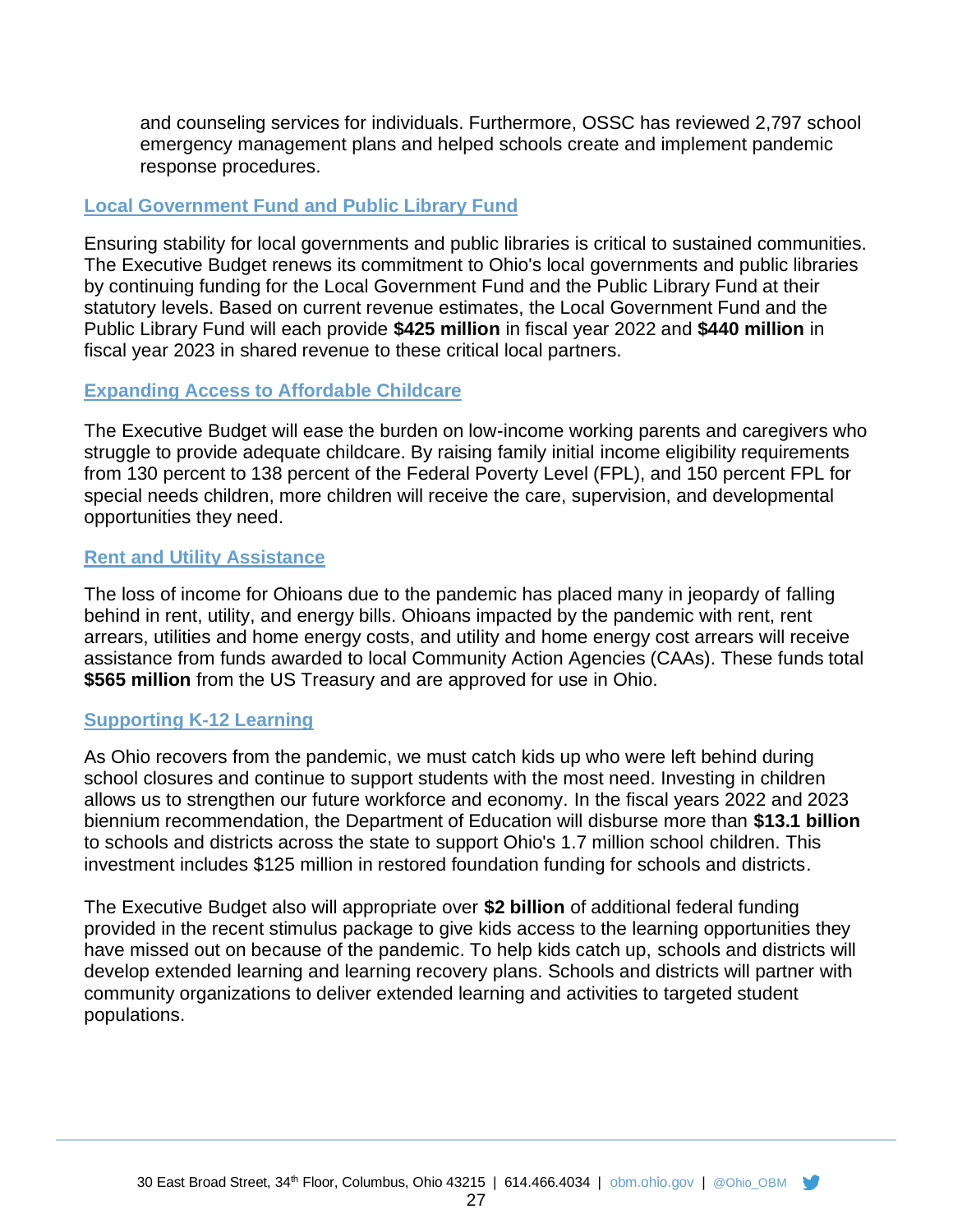and counseling services for individuals. Furthermore, OSSC has reviewed 2,797 school emergency management plans and helped schools create and implement pandemic response procedures.

## Local Government Fund and Public Library Fund

Ensuring stability for local governments and public libraries is critical to sustained communities. The Executive Budget renews its commitment to Ohio's local governments and public libraries by continuing funding for the Local Government Fund and the Public Library Fund at their statutory levels. Based on current revenue estimates, the Local Government Fund and the Public Library Fund will each provide **$425 million** in fiscal year 2022 and **$440 million** in fiscal year 2023 in shared revenue to these critical local partners.

## Expanding Access to Affordable Childcare

The Executive Budget will ease the burden on low-income working parents and caregivers who struggle to provide adequate childcare. By raising family initial income eligibility requirements from 130 percent to 138 percent of the Federal Poverty Level (FPL), and 150 percent FPL for special needs children, more children will receive the care, supervision, and developmental opportunities they need.

## Rent and Utility Assistance

The loss of income for Ohioans due to the pandemic has placed many in jeopardy of falling behind in rent, utility, and energy bills. Ohioans impacted by the pandemic with rent, rent arrears, utilities and home energy costs, and utility and home energy cost arrears will receive assistance from funds awarded to local Community Action Agencies (CAAs). These funds total **$565 million** from the US Treasury and are approved for use in Ohio.

## Supporting K-12 Learning

As Ohio recovers from the pandemic, we must catch kids up who were left behind during school closures and continue to support students with the most need. Investing in children allows us to strengthen our future workforce and economy. In the fiscal years 2022 and 2023 biennium recommendation, the Department of Education will disburse more than **$13.1 billion** to schools and districts across the state to support Ohio's 1.7 million school children. This investment includes $125 million in restored foundation funding for schools and districts.

The Executive Budget also will appropriate over **$2 billion** of additional federal funding provided in the recent stimulus package to give kids access to the learning opportunities they have missed out on because of the pandemic. To help kids catch up, schools and districts will develop extended learning and learning recovery plans. Schools and districts will partner with community organizations to deliver extended learning and activities to targeted student populations.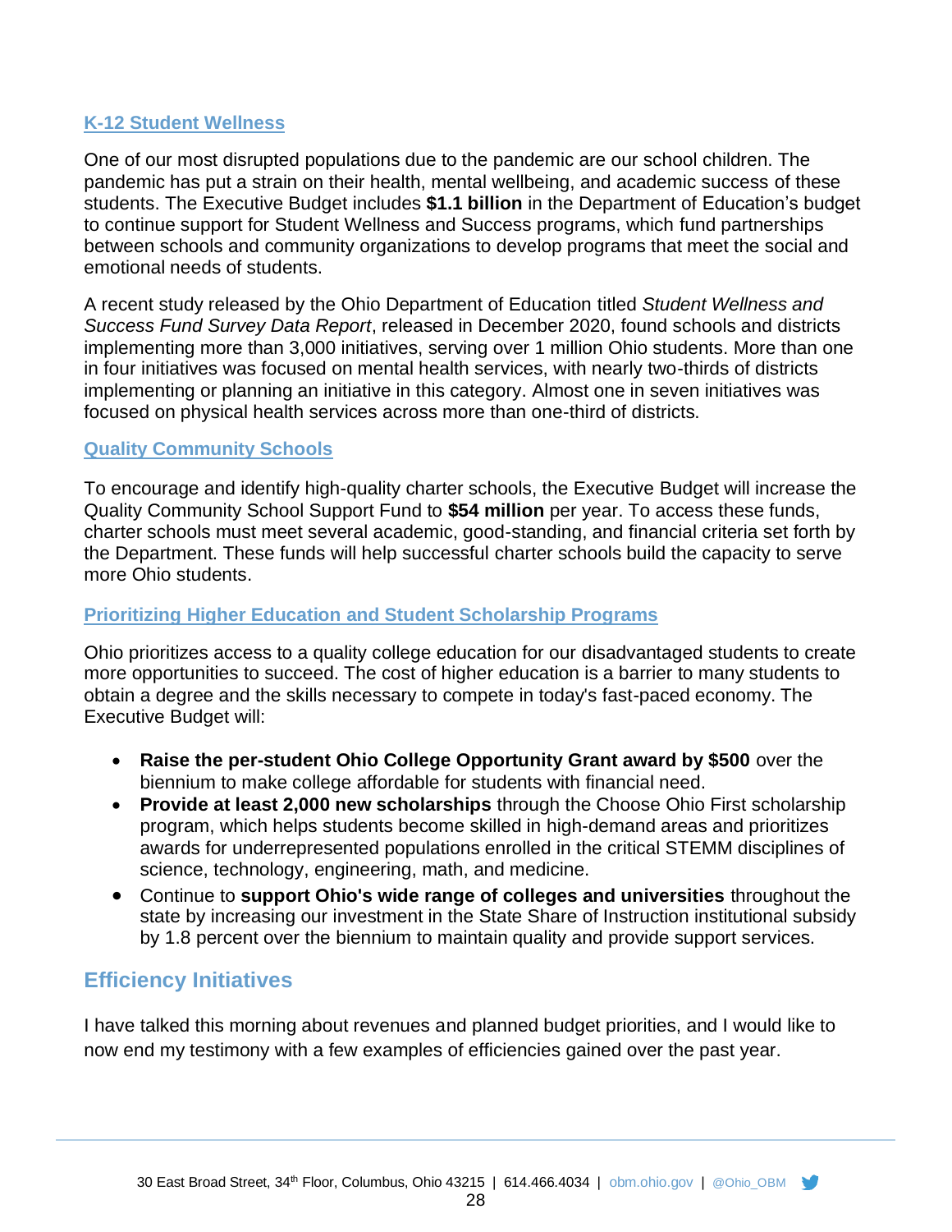### K-12 Student Wellness

One of our most disrupted populations due to the pandemic are our school children. The pandemic has put a strain on their health, mental wellbeing, and academic success of these students. The Executive Budget includes **$1.1 billion** in the Department of Education's budget to continue support for Student Wellness and Success programs, which fund partnerships between schools and community organizations to develop programs that meet the social and emotional needs of students.

A recent study released by the Ohio Department of Education titled *Student Wellness and Success Fund Survey Data Report*, released in December 2020, found schools and districts implementing more than 3,000 initiatives, serving over 1 million Ohio students. More than one in four initiatives was focused on mental health services, with nearly two-thirds of districts implementing or planning an initiative in this category. Almost one in seven initiatives was focused on physical health services across more than one-third of districts.

### Quality Community Schools

To encourage and identify high-quality charter schools, the Executive Budget will increase the Quality Community School Support Fund to **$54 million** per year. To access these funds, charter schools must meet several academic, good-standing, and financial criteria set forth by the Department. These funds will help successful charter schools build the capacity to serve more Ohio students.

### Prioritizing Higher Education and Student Scholarship Programs

Ohio prioritizes access to a quality college education for our disadvantaged students to create more opportunities to succeed. The cost of higher education is a barrier to many students to obtain a degree and the skills necessary to compete in today's fast-paced economy. The Executive Budget will:

- **Raise the per-student Ohio College Opportunity Grant award by $500** over the biennium to make college affordable for students with financial need.
- **Provide at least 2,000 new scholarships** through the Choose Ohio First scholarship program, which helps students become skilled in high-demand areas and prioritizes awards for underrepresented populations enrolled in the critical STEMM disciplines of science, technology, engineering, math, and medicine.
- Continue to **support Ohio's wide range of colleges and universities** throughout the state by increasing our investment in the State Share of Instruction institutional subsidy by 1.8 percent over the biennium to maintain quality and provide support services.

## Efficiency Initiatives

I have talked this morning about revenues and planned budget priorities, and I would like to now end my testimony with a few examples of efficiencies gained over the past year.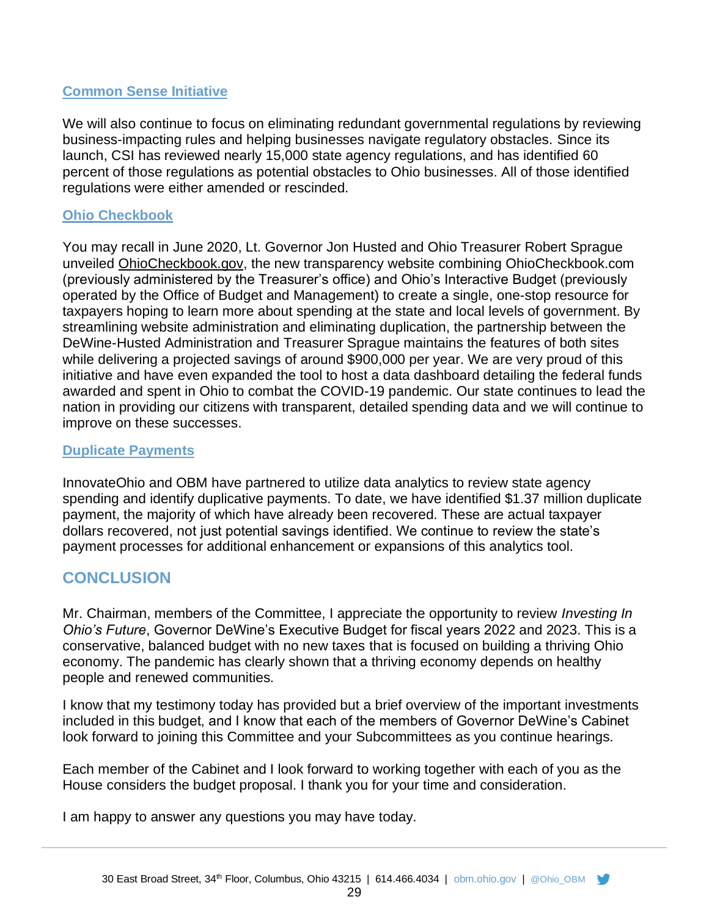### Common Sense Initiative

We will also continue to focus on eliminating redundant governmental regulations by reviewing business-impacting rules and helping businesses navigate regulatory obstacles. Since its launch, CSI has reviewed nearly 15,000 state agency regulations, and has identified 60 percent of those regulations as potential obstacles to Ohio businesses. All of those identified regulations were either amended or rescinded.

### Ohio Checkbook

You may recall in June 2020, Lt. Governor Jon Husted and Ohio Treasurer Robert Sprague unveiled OhioCheckbook.gov, the new transparency website combining OhioCheckbook.com (previously administered by the Treasurer's office) and Ohio's Interactive Budget (previously operated by the Office of Budget and Management) to create a single, one-stop resource for taxpayers hoping to learn more about spending at the state and local levels of government. By streamlining website administration and eliminating duplication, the partnership between the DeWine-Husted Administration and Treasurer Sprague maintains the features of both sites while delivering a projected savings of around $900,000 per year. We are very proud of this initiative and have even expanded the tool to host a data dashboard detailing the federal funds awarded and spent in Ohio to combat the COVID-19 pandemic. Our state continues to lead the nation in providing our citizens with transparent, detailed spending data and we will continue to improve on these successes.

### Duplicate Payments

InnovateOhio and OBM have partnered to utilize data analytics to review state agency spending and identify duplicative payments. To date, we have identified $1.37 million duplicate payment, the majority of which have already been recovered. These are actual taxpayer dollars recovered, not just potential savings identified. We continue to review the state's payment processes for additional enhancement or expansions of this analytics tool.

## CONCLUSION

Mr. Chairman, members of the Committee, I appreciate the opportunity to review *Investing In Ohio's Future*, Governor DeWine's Executive Budget for fiscal years 2022 and 2023. This is a conservative, balanced budget with no new taxes that is focused on building a thriving Ohio economy. The pandemic has clearly shown that a thriving economy depends on healthy people and renewed communities.

I know that my testimony today has provided but a brief overview of the important investments included in this budget, and I know that each of the members of Governor DeWine's Cabinet look forward to joining this Committee and your Subcommittees as you continue hearings.

Each member of the Cabinet and I look forward to working together with each of you as the House considers the budget proposal. I thank you for your time and consideration.

I am happy to answer any questions you may have today.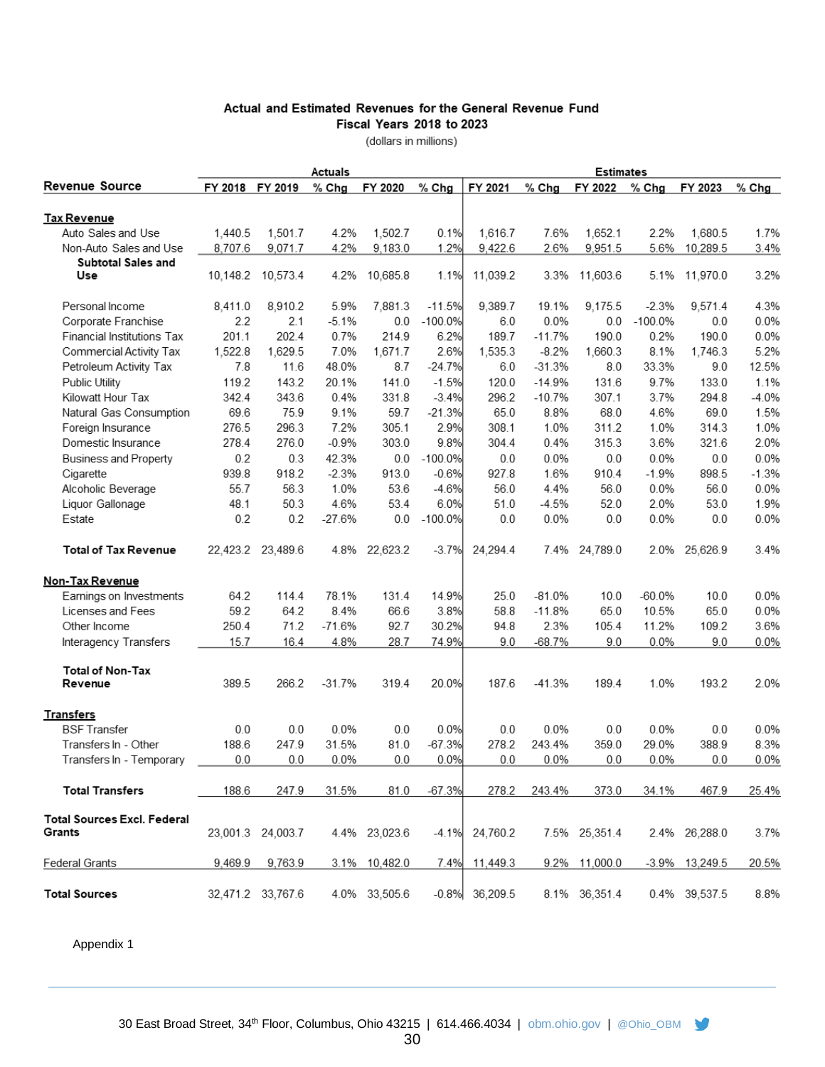## Actual and Estimated Revenues for the General Revenue Fund
### Fiscal Years 2018 to 2023
(dollars in millions)

| Revenue Source | Actuals | | | | | Estimates | | | | | |
|---|---|---|---|---|---|---|---|---|---|---|---|
| | FY 2018 | FY 2019 | % Chg | FY 2020 | % Chg | FY 2021 | % Chg | FY 2022 | % Chg | FY 2023 | % Chg |
| **Tax Revenue** | | | | | | | | | | | |
| Auto Sales and Use | 1,440.5 | 1,501.7 | 4.2% | 1,502.7 | 0.1% | 1,616.7 | 7.6% | 1,652.1 | 2.2% | 1,680.5 | 1.7% |
| Non-Auto Sales and Use | 8,707.6 | 9,071.7 | 4.2% | 9,183.0 | 1.2% | 9,422.6 | 2.6% | 9,951.5 | 5.6% | 10,289.5 | 3.4% |
| **Subtotal Sales and Use** | 10,148.2 | 10,573.4 | 4.2% | 10,685.8 | 1.1% | 11,039.2 | 3.3% | 11,603.6 | 5.1% | 11,970.0 | 3.2% |
| Personal Income | 8,411.0 | 8,910.2 | 5.9% | 7,881.3 | -11.5% | 9,389.7 | 19.1% | 9,175.5 | -2.3% | 9,571.4 | 4.3% |
| Corporate Franchise | 2.2 | 2.1 | -5.1% | 0.0 | -100.0% | 6.0 | 0.0% | 0.0 | -100.0% | 0.0 | 0.0% |
| Financial Institutions Tax | 201.1 | 202.4 | 0.7% | 214.9 | 6.2% | 189.7 | -11.7% | 190.0 | 0.2% | 190.0 | 0.0% |
| Commercial Activity Tax | 1,522.8 | 1,629.5 | 7.0% | 1,671.7 | 2.6% | 1,535.3 | -8.2% | 1,660.3 | 8.1% | 1,746.3 | 5.2% |
| Petroleum Activity Tax | 7.8 | 11.6 | 48.0% | 8.7 | -24.7% | 6.0 | -31.3% | 8.0 | 33.3% | 9.0 | 12.5% |
| Public Utility | 119.2 | 143.2 | 20.1% | 141.0 | -1.5% | 120.0 | -14.9% | 131.6 | 9.7% | 133.0 | 1.1% |
| Kilowatt Hour Tax | 342.4 | 343.6 | 0.4% | 331.8 | -3.4% | 296.2 | -10.7% | 307.1 | 3.7% | 294.8 | -4.0% |
| Natural Gas Consumption | 69.6 | 75.9 | 9.1% | 59.7 | -21.3% | 65.0 | 8.8% | 68.0 | 4.6% | 69.0 | 1.5% |
| Foreign Insurance | 276.5 | 296.3 | 7.2% | 305.1 | 2.9% | 308.1 | 1.0% | 311.2 | 1.0% | 314.3 | 1.0% |
| Domestic Insurance | 278.4 | 276.0 | -0.9% | 303.0 | 9.8% | 304.4 | 0.4% | 315.3 | 3.6% | 321.6 | 2.0% |
| Business and Property | 0.2 | 0.3 | 42.3% | 0.0 | -100.0% | 0.0 | 0.0% | 0.0 | 0.0% | 0.0 | 0.0% |
| Cigarette | 939.8 | 918.2 | -2.3% | 913.0 | -0.6% | 927.8 | 1.6% | 910.4 | -1.9% | 898.5 | -1.3% |
| Alcoholic Beverage | 55.7 | 56.3 | 1.0% | 53.6 | -4.6% | 56.0 | 4.4% | 56.0 | 0.0% | 56.0 | 0.0% |
| Liquor Gallonage | 48.1 | 50.3 | 4.6% | 53.4 | 6.0% | 51.0 | -4.5% | 52.0 | 2.0% | 53.0 | 1.9% |
| Estate | 0.2 | 0.2 | -27.6% | 0.0 | -100.0% | 0.0 | 0.0% | 0.0 | 0.0% | 0.0 | 0.0% |
| **Total of Tax Revenue** | 22,423.2 | 23,489.6 | 4.8% | 22,623.2 | -3.7% | 24,294.4 | 7.4% | 24,789.0 | 2.0% | 25,626.9 | 3.4% |
| **Non-Tax Revenue** | | | | | | | | | | | |
| Earnings on Investments | 64.2 | 114.4 | 78.1% | 131.4 | 14.9% | 25.0 | -81.0% | 10.0 | -60.0% | 10.0 | 0.0% |
| Licenses and Fees | 59.2 | 64.2 | 8.4% | 66.6 | 3.8% | 58.8 | -11.8% | 65.0 | 10.5% | 65.0 | 0.0% |
| Other Income | 250.4 | 71.2 | -71.6% | 92.7 | 30.2% | 94.8 | 2.3% | 105.4 | 11.2% | 109.2 | 3.6% |
| Interagency Transfers | 15.7 | 16.4 | 4.8% | 28.7 | 74.9% | 9.0 | -68.7% | 9.0 | 0.0% | 9.0 | 0.0% |
| **Total of Non-Tax Revenue** | 389.5 | 266.2 | -31.7% | 319.4 | 20.0% | 187.6 | -41.3% | 189.4 | 1.0% | 193.2 | 2.0% |
| **Transfers** | | | | | | | | | | | |
| BSF Transfer | 0.0 | 0.0 | 0.0% | 0.0 | 0.0% | 0.0 | 0.0% | 0.0 | 0.0% | 0.0 | 0.0% |
| Transfers In - Other | 188.6 | 247.9 | 31.5% | 81.0 | -67.3% | 278.2 | 243.4% | 359.0 | 29.0% | 388.9 | 8.3% |
| Transfers In - Temporary | 0.0 | 0.0 | 0.0% | 0.0 | 0.0% | 0.0 | 0.0% | 0.0 | 0.0% | 0.0 | 0.0% |
| **Total Transfers** | 188.6 | 247.9 | 31.5% | 81.0 | -67.3% | 278.2 | 243.4% | 373.0 | 34.1% | 467.9 | 25.4% |
| **Total Sources Excl. Federal Grants** | 23,001.3 | 24,003.7 | 4.4% | 23,023.6 | -4.1% | 24,760.2 | 7.5% | 25,351.4 | 2.4% | 26,288.0 | 3.7% |
| Federal Grants | 9,469.9 | 9,763.9 | 3.1% | 10,482.0 | 7.4% | 11,449.3 | 9.2% | 11,000.0 | -3.9% | 13,249.5 | 20.5% |
| **Total Sources** | 32,471.2 | 33,767.6 | 4.0% | 33,505.6 | -0.8% | 36,209.5 | 8.1% | 36,351.4 | 0.4% | 39,537.5 | 8.8% |

Appendix 1

30 East Broad Street, 34th Floor, Columbus, Ohio 43215 | 614.466.4034 | obm.ohio.gov | @Ohio_OBM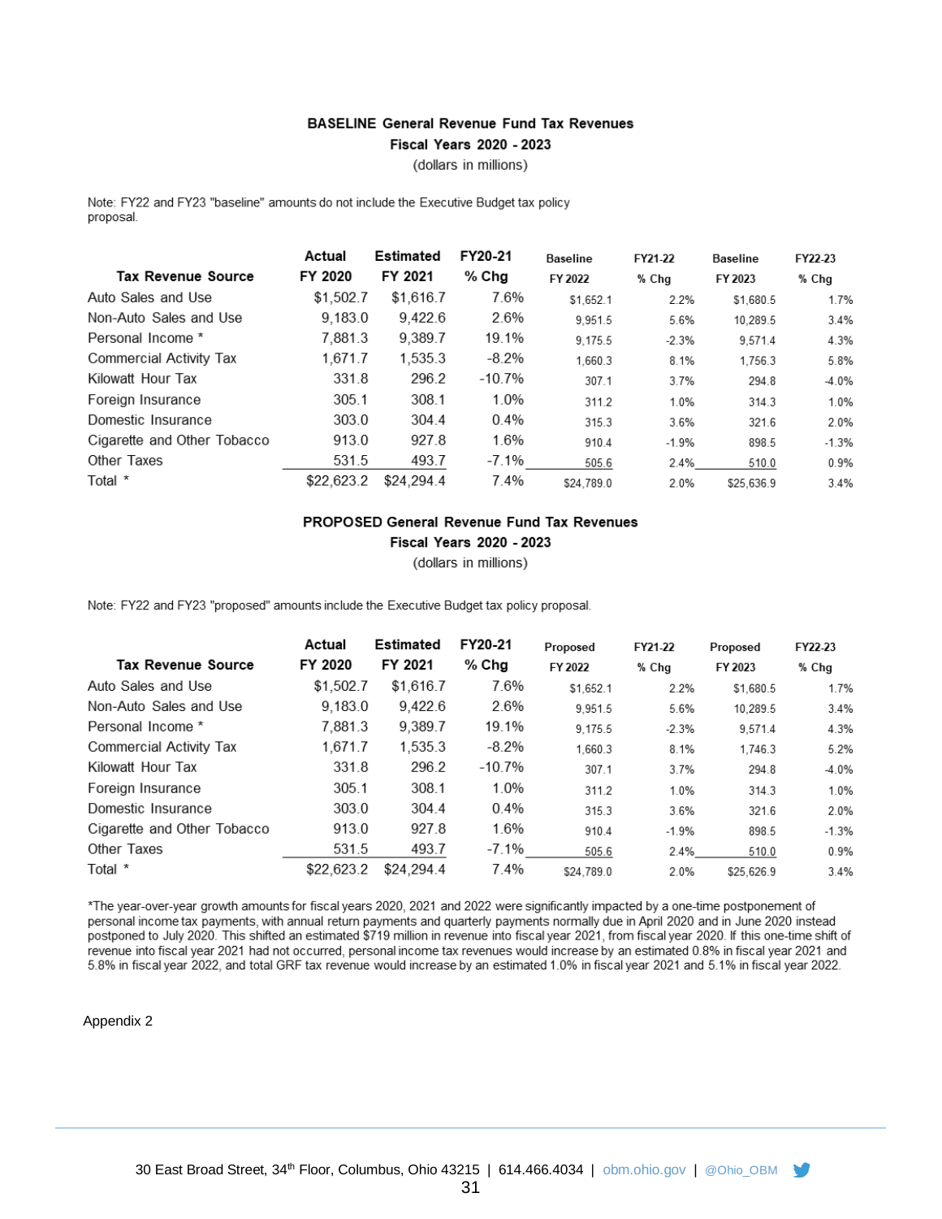**BASELINE General Revenue Fund Tax Revenues**
**Fiscal Years 2020 - 2023**
(dollars in millions)

Note: FY22 and FY23 "baseline" amounts do not include the Executive Budget tax policy proposal.

| Tax Revenue Source | Actual FY 2020 | Estimated FY 2021 | FY20-21 % Chg | Baseline FY 2022 | FY21-22 % Chg | Baseline FY 2023 | FY22-23 % Chg |
|---|---|---|---|---|---|---|---|
| Auto Sales and Use | $1,502.7 | $1,616.7 | 7.6% | $1,652.1 | 2.2% | $1,680.5 | 1.7% |
| Non-Auto Sales and Use | 9,183.0 | 9,422.6 | 2.6% | 9,951.5 | 5.6% | 10,289.5 | 3.4% |
| Personal Income * | 7,881.3 | 9,389.7 | 19.1% | 9,175.5 | -2.3% | 9,571.4 | 4.3% |
| Commercial Activity Tax | 1,671.7 | 1,535.3 | -8.2% | 1,660.3 | 8.1% | 1,756.3 | 5.8% |
| Kilowatt Hour Tax | 331.8 | 296.2 | -10.7% | 307.1 | 3.7% | 294.8 | -4.0% |
| Foreign Insurance | 305.1 | 308.1 | 1.0% | 311.2 | 1.0% | 314.3 | 1.0% |
| Domestic Insurance | 303.0 | 304.4 | 0.4% | 315.3 | 3.6% | 321.6 | 2.0% |
| Cigarette and Other Tobacco | 913.0 | 927.8 | 1.6% | 910.4 | -1.9% | 898.5 | -1.3% |
| Other Taxes | 531.5 | 493.7 | -7.1% | 505.6 | 2.4% | 510.0 | 0.9% |
| Total * | $22,623.2 | $24,294.4 | 7.4% | $24,789.0 | 2.0% | $25,636.9 | 3.4% |

**PROPOSED General Revenue Fund Tax Revenues**
**Fiscal Years 2020 - 2023**
(dollars in millions)

Note: FY22 and FY23 "proposed" amounts include the Executive Budget tax policy proposal.

| Tax Revenue Source | Actual FY 2020 | Estimated FY 2021 | FY20-21 % Chg | Proposed FY 2022 | FY21-22 % Chg | Proposed FY 2023 | FY22-23 % Chg |
|---|---|---|---|---|---|---|---|
| Auto Sales and Use | $1,502.7 | $1,616.7 | 7.6% | $1,652.1 | 2.2% | $1,680.5 | 1.7% |
| Non-Auto Sales and Use | 9,183.0 | 9,422.6 | 2.6% | 9,951.5 | 5.6% | 10,289.5 | 3.4% |
| Personal Income * | 7,881.3 | 9,389.7 | 19.1% | 9,175.5 | -2.3% | 9,571.4 | 4.3% |
| Commercial Activity Tax | 1,671.7 | 1,535.3 | -8.2% | 1,660.3 | 8.1% | 1,746.3 | 5.2% |
| Kilowatt Hour Tax | 331.8 | 296.2 | -10.7% | 307.1 | 3.7% | 294.8 | -4.0% |
| Foreign Insurance | 305.1 | 308.1 | 1.0% | 311.2 | 1.0% | 314.3 | 1.0% |
| Domestic Insurance | 303.0 | 304.4 | 0.4% | 315.3 | 3.6% | 321.6 | 2.0% |
| Cigarette and Other Tobacco | 913.0 | 927.8 | 1.6% | 910.4 | -1.9% | 898.5 | -1.3% |
| Other Taxes | 531.5 | 493.7 | -7.1% | 505.6 | 2.4% | 510.0 | 0.9% |
| Total * | $22,623.2 | $24,294.4 | 7.4% | $24,789.0 | 2.0% | $25,626.9 | 3.4% |

*The year-over-year growth amounts for fiscal years 2020, 2021 and 2022 were significantly impacted by a one-time postponement of personal income tax payments, with annual return payments and quarterly payments normally due in April 2020 and in June 2020 instead postponed to July 2020. This shifted an estimated $719 million in revenue into fiscal year 2021, from fiscal year 2020. If this one-time shift of revenue into fiscal year 2021 had not occurred, personal income tax revenues would increase by an estimated 0.8% in fiscal year 2021 and 5.8% in fiscal year 2022, and total GRF tax revenue would increase by an estimated 1.0% in fiscal year 2021 and 5.1% in fiscal year 2022.

Appendix 2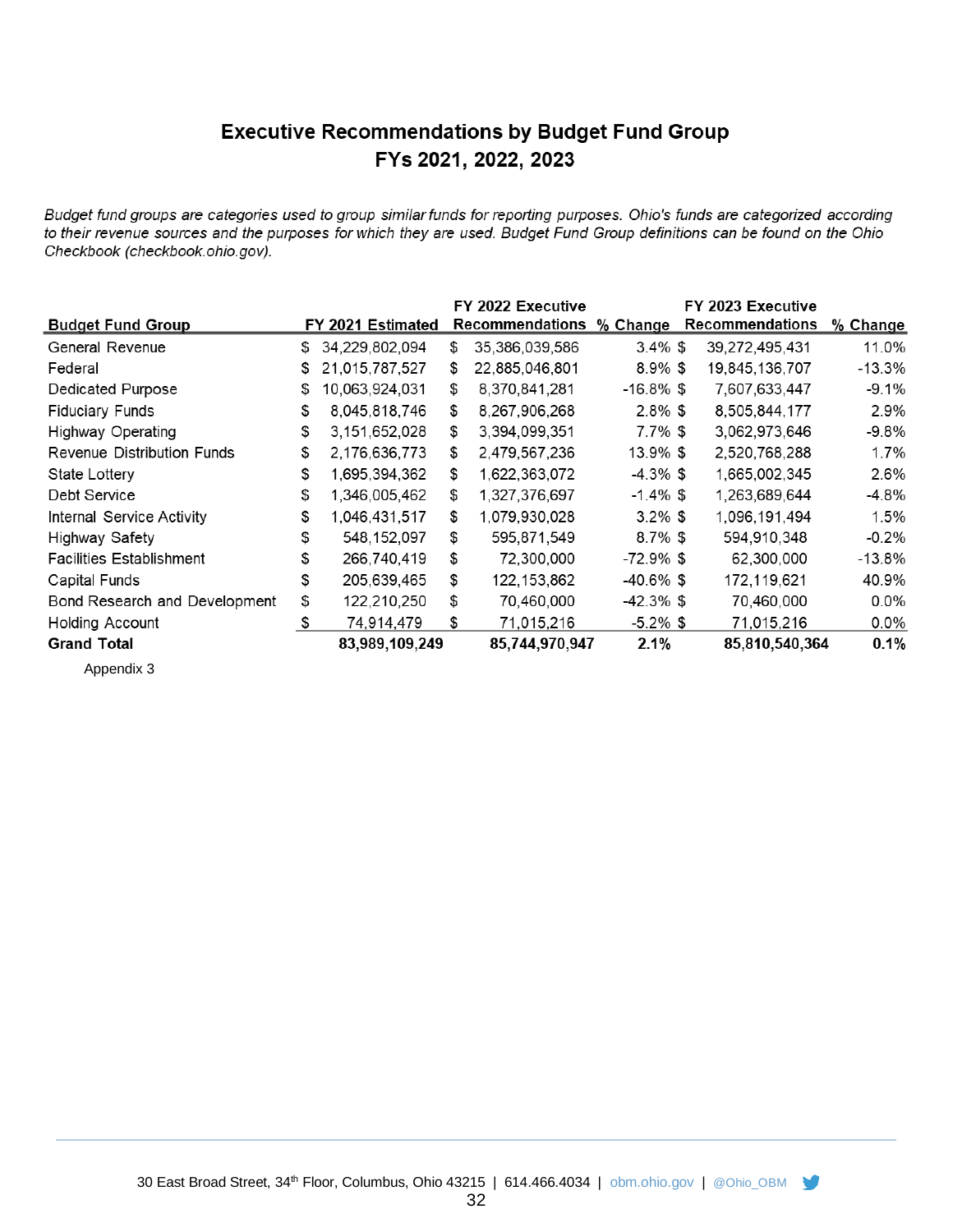# Executive Recommendations by Budget Fund Group
## FYs 2021, 2022, 2023

*Budget fund groups are categories used to group similar funds for reporting purposes. Ohio's funds are categorized according to their revenue sources and the purposes for which they are used. Budget Fund Group definitions can be found on the Ohio Checkbook (checkbook.ohio.gov).*

| Budget Fund Group | FY 2021 Estimated | FY 2022 Executive Recommendations | % Change | FY 2023 Executive Recommendations | % Change |
|---|---|---|---|---|---|
| General Revenue | $ 34,229,802,094 | $ 35,386,039,586 | 3.4% | $ 39,272,495,431 | 11.0% |
| Federal | $ 21,015,787,527 | $ 22,885,046,801 | 8.9% | $ 19,845,136,707 | -13.3% |
| Dedicated Purpose | $ 10,063,924,031 | $ 8,370,841,281 | -16.8% | $ 7,607,633,447 | -9.1% |
| Fiduciary Funds | $ 8,045,818,746 | $ 8,267,906,268 | 2.8% | $ 8,505,844,177 | 2.9% |
| Highway Operating | $ 3,151,652,028 | $ 3,394,099,351 | 7.7% | $ 3,062,973,646 | -9.8% |
| Revenue Distribution Funds | $ 2,176,636,773 | $ 2,479,567,236 | 13.9% | $ 2,520,768,288 | 1.7% |
| State Lottery | $ 1,695,394,362 | $ 1,622,363,072 | -4.3% | $ 1,665,002,345 | 2.6% |
| Debt Service | $ 1,346,005,462 | $ 1,327,376,697 | -1.4% | $ 1,263,689,644 | -4.8% |
| Internal Service Activity | $ 1,046,431,517 | $ 1,079,930,028 | 3.2% | $ 1,096,191,494 | 1.5% |
| Highway Safety | $ 548,152,097 | $ 595,871,549 | 8.7% | $ 594,910,348 | -0.2% |
| Facilities Establishment | $ 266,740,419 | $ 72,300,000 | -72.9% | $ 62,300,000 | -13.8% |
| Capital Funds | $ 205,639,465 | $ 122,153,862 | -40.6% | $ 172,119,621 | 40.9% |
| Bond Research and Development | $ 122,210,250 | $ 70,460,000 | -42.3% | $ 70,460,000 | 0.0% |
| Holding Account | $ 74,914,479 | $ 71,015,216 | -5.2% | $ 71,015,216 | 0.0% |
| **Grand Total** | **83,989,109,249** | **85,744,970,947** | **2.1%** | **85,810,540,364** | **0.1%** |

Appendix 3

30 East Broad Street, 34th Floor, Columbus, Ohio 43215 | 614.466.4034 | obm.ohio.gov | @Ohio_OBM